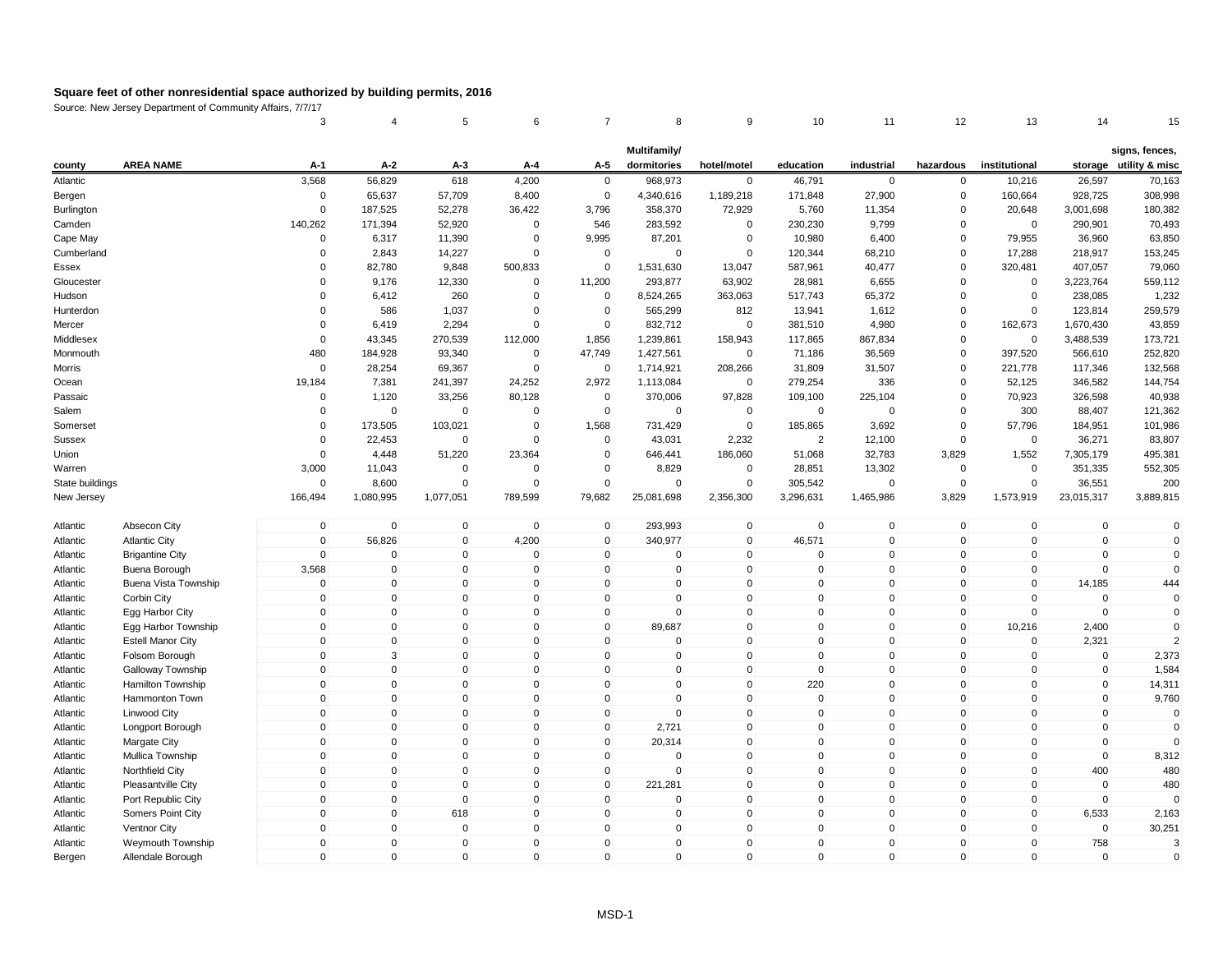# Square feet of other nonresidential space authorized by building permits, 2016

Source: New Jersey Department of Community Affairs, 7/7/17

| | | 3 | 4 | 5 | 6 | 7 | 8 | 9 | 10 | 11 | 12 | 13 | 14 | 15 |
|---|---|---|---|---|---|---|---|---|---|---|---|---|---|---|
| county | AREA NAME | A-1 | A-2 | A-3 | A-4 | A-5 | Multifamily/ dormitories | hotel/motel | education | industrial | hazardous | institutional | storage | signs, fences, utility & misc |
| Atlantic | | 3,568 | 56,829 | 618 | 4,200 | 0 | 968,973 | 0 | 46,791 | 0 | 0 | 10,216 | 26,597 | 70,163 |
| Bergen | | 0 | 65,637 | 57,709 | 8,400 | 0 | 4,340,616 | 1,189,218 | 171,848 | 27,900 | 0 | 160,664 | 928,725 | 308,998 |
| Burlington | | 0 | 187,525 | 52,278 | 36,422 | 3,796 | 358,370 | 72,929 | 5,760 | 11,354 | 0 | 20,648 | 3,001,698 | 180,382 |
| Camden | | 140,262 | 171,394 | 52,920 | 0 | 546 | 283,592 | 0 | 230,230 | 9,799 | 0 | 0 | 290,901 | 70,493 |
| Cape May | | 0 | 6,317 | 11,390 | 0 | 9,995 | 87,201 | 0 | 10,980 | 6,400 | 0 | 79,955 | 36,960 | 63,850 |
| Cumberland | | 0 | 2,843 | 14,227 | 0 | 0 | 0 | 0 | 120,344 | 68,210 | 0 | 17,288 | 218,917 | 153,245 |
| Essex | | 0 | 82,780 | 9,848 | 500,833 | 0 | 1,531,630 | 13,047 | 587,961 | 40,477 | 0 | 320,481 | 407,057 | 79,060 |
| Gloucester | | 0 | 9,176 | 12,330 | 0 | 11,200 | 293,877 | 63,902 | 28,981 | 6,655 | 0 | 0 | 3,223,764 | 559,112 |
| Hudson | | 0 | 6,412 | 260 | 0 | 0 | 8,524,265 | 363,063 | 517,743 | 65,372 | 0 | 0 | 238,085 | 1,232 |
| Hunterdon | | 0 | 586 | 1,037 | 0 | 0 | 565,299 | 812 | 13,941 | 1,612 | 0 | 0 | 123,814 | 259,579 |
| Mercer | | 0 | 6,419 | 2,294 | 0 | 0 | 832,712 | 0 | 381,510 | 4,980 | 0 | 162,673 | 1,670,430 | 43,859 |
| Middlesex | | 0 | 43,345 | 270,539 | 112,000 | 1,856 | 1,239,861 | 158,943 | 117,865 | 867,834 | 0 | 0 | 3,488,539 | 173,721 |
| Monmouth | | 480 | 184,928 | 93,340 | 0 | 47,749 | 1,427,561 | 0 | 71,186 | 36,569 | 0 | 397,520 | 566,610 | 252,820 |
| Morris | | 0 | 28,254 | 69,367 | 0 | 0 | 1,714,921 | 208,266 | 31,809 | 31,507 | 0 | 221,778 | 117,346 | 132,568 |
| Ocean | | 19,184 | 7,381 | 241,397 | 24,252 | 2,972 | 1,113,084 | 0 | 279,254 | 336 | 0 | 52,125 | 346,582 | 144,754 |
| Passaic | | 0 | 1,120 | 33,256 | 80,128 | 0 | 370,006 | 97,828 | 109,100 | 225,104 | 0 | 70,923 | 326,598 | 40,938 |
| Salem | | 0 | 0 | 0 | 0 | 0 | 0 | 0 | 0 | 0 | 0 | 300 | 88,407 | 121,362 |
| Somerset | | 0 | 173,505 | 103,021 | 0 | 1,568 | 731,429 | 0 | 185,865 | 3,692 | 0 | 57,796 | 184,951 | 101,986 |
| Sussex | | 0 | 22,453 | 0 | 0 | 0 | 43,031 | 2,232 | 2 | 12,100 | 0 | 0 | 36,271 | 83,807 |
| Union | | 0 | 4,448 | 51,220 | 23,364 | 0 | 646,441 | 186,060 | 51,068 | 32,783 | 3,829 | 1,552 | 7,305,179 | 495,381 |
| Warren | | 3,000 | 11,043 | 0 | 0 | 0 | 8,829 | 0 | 28,851 | 13,302 | 0 | 0 | 351,335 | 552,305 |
| State buildings | | 0 | 8,600 | 0 | 0 | 0 | 0 | 0 | 305,542 | 0 | 0 | 0 | 36,551 | 200 |
| New Jersey | | 166,494 | 1,080,995 | 1,077,051 | 789,599 | 79,682 | 25,081,698 | 2,356,300 | 3,296,631 | 1,465,986 | 3,829 | 1,573,919 | 23,015,317 | 3,889,815 |
| | | | | | | | | | | | | | | |
| Atlantic | Absecon City | 0 | 0 | 0 | 0 | 0 | 293,993 | 0 | 0 | 0 | 0 | 0 | 0 | 0 |
| Atlantic | Atlantic City | 0 | 56,826 | 0 | 4,200 | 0 | 340,977 | 0 | 46,571 | 0 | 0 | 0 | 0 | 0 |
| Atlantic | Brigantine City | 0 | 0 | 0 | 0 | 0 | 0 | 0 | 0 | 0 | 0 | 0 | 0 | 0 |
| Atlantic | Buena Borough | 3,568 | 0 | 0 | 0 | 0 | 0 | 0 | 0 | 0 | 0 | 0 | 0 | 0 |
| Atlantic | Buena Vista Township | 0 | 0 | 0 | 0 | 0 | 0 | 0 | 0 | 0 | 0 | 0 | 14,185 | 444 |
| Atlantic | Corbin City | 0 | 0 | 0 | 0 | 0 | 0 | 0 | 0 | 0 | 0 | 0 | 0 | 0 |
| Atlantic | Egg Harbor City | 0 | 0 | 0 | 0 | 0 | 0 | 0 | 0 | 0 | 0 | 0 | 0 | 0 |
| Atlantic | Egg Harbor Township | 0 | 0 | 0 | 0 | 0 | 89,687 | 0 | 0 | 0 | 0 | 10,216 | 2,400 | 0 |
| Atlantic | Estell Manor City | 0 | 0 | 0 | 0 | 0 | 0 | 0 | 0 | 0 | 0 | 0 | 2,321 | 2 |
| Atlantic | Folsom Borough | 0 | 3 | 0 | 0 | 0 | 0 | 0 | 0 | 0 | 0 | 0 | 0 | 2,373 |
| Atlantic | Galloway Township | 0 | 0 | 0 | 0 | 0 | 0 | 0 | 0 | 0 | 0 | 0 | 0 | 1,584 |
| Atlantic | Hamilton Township | 0 | 0 | 0 | 0 | 0 | 0 | 0 | 220 | 0 | 0 | 0 | 0 | 14,311 |
| Atlantic | Hammonton Town | 0 | 0 | 0 | 0 | 0 | 0 | 0 | 0 | 0 | 0 | 0 | 0 | 9,760 |
| Atlantic | Linwood City | 0 | 0 | 0 | 0 | 0 | 0 | 0 | 0 | 0 | 0 | 0 | 0 | 0 |
| Atlantic | Longport Borough | 0 | 0 | 0 | 0 | 0 | 2,721 | 0 | 0 | 0 | 0 | 0 | 0 | 0 |
| Atlantic | Margate City | 0 | 0 | 0 | 0 | 0 | 20,314 | 0 | 0 | 0 | 0 | 0 | 0 | 0 |
| Atlantic | Mullica Township | 0 | 0 | 0 | 0 | 0 | 0 | 0 | 0 | 0 | 0 | 0 | 0 | 8,312 |
| Atlantic | Northfield City | 0 | 0 | 0 | 0 | 0 | 0 | 0 | 0 | 0 | 0 | 0 | 400 | 480 |
| Atlantic | Pleasantville City | 0 | 0 | 0 | 0 | 0 | 221,281 | 0 | 0 | 0 | 0 | 0 | 0 | 480 |
| Atlantic | Port Republic City | 0 | 0 | 0 | 0 | 0 | 0 | 0 | 0 | 0 | 0 | 0 | 0 | 0 |
| Atlantic | Somers Point City | 0 | 0 | 618 | 0 | 0 | 0 | 0 | 0 | 0 | 0 | 0 | 6,533 | 2,163 |
| Atlantic | Ventnor City | 0 | 0 | 0 | 0 | 0 | 0 | 0 | 0 | 0 | 0 | 0 | 0 | 30,251 |
| Atlantic | Weymouth Township | 0 | 0 | 0 | 0 | 0 | 0 | 0 | 0 | 0 | 0 | 0 | 758 | 3 |
| Bergen | Allendale Borough | 0 | 0 | 0 | 0 | 0 | 0 | 0 | 0 | 0 | 0 | 0 | 0 | 0 |

MSD-1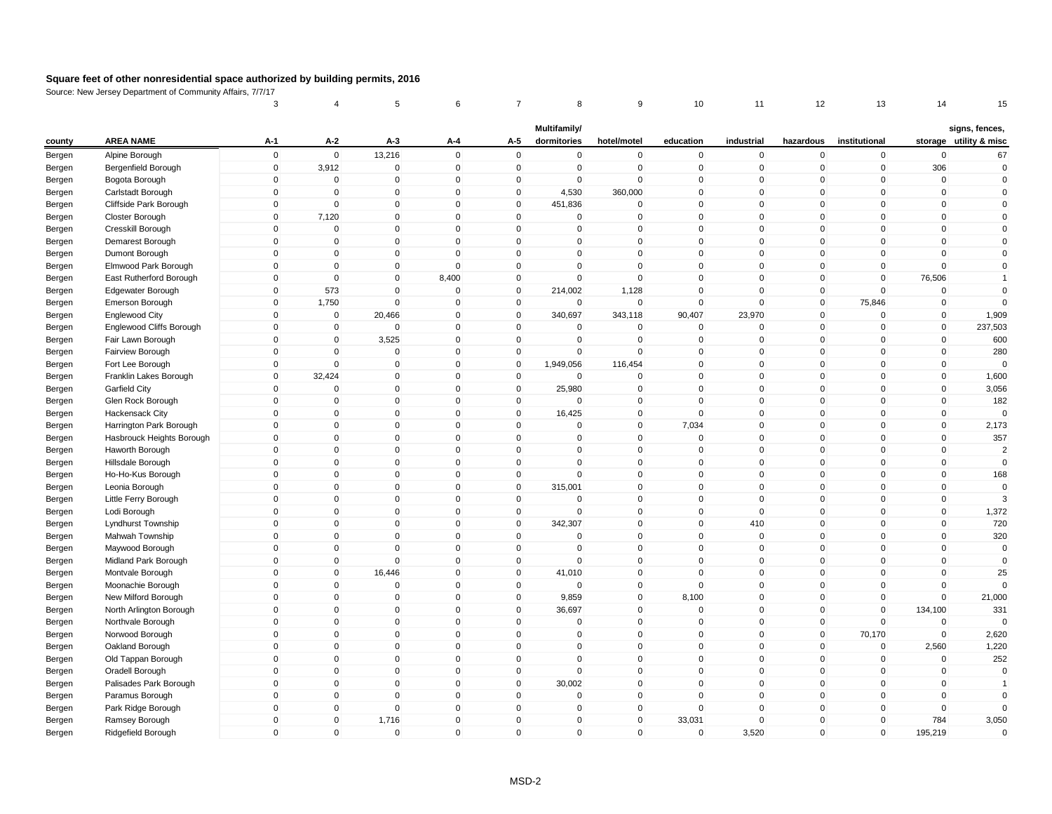## Square feet of other nonresidential space authorized by building permits, 2016

Source: New Jersey Department of Community Affairs, 7/7/17

| | | 3 | 4 | 5 | 6 | 7 | 8 | 9 | 10 | 11 | 12 | 13 | 14 | 15 |
|---|---|---|---|---|---|---|---|---|---|---|---|---|---|---|
| county | AREA NAME | A-1 | A-2 | A-3 | A-4 | A-5 | Multifamily/ dormitories | hotel/motel | education | industrial | hazardous | institutional | storage | signs, fences, utility & misc |
| Bergen | Alpine Borough | 0 | 0 | 13,216 | 0 | 0 | 0 | 0 | 0 | 0 | 0 | 0 | 0 | 67 |
| Bergen | Bergenfield Borough | 0 | 3,912 | 0 | 0 | 0 | 0 | 0 | 0 | 0 | 0 | 0 | 306 | 0 |
| Bergen | Bogota Borough | 0 | 0 | 0 | 0 | 0 | 0 | 0 | 0 | 0 | 0 | 0 | 0 | 0 |
| Bergen | Carlstadt Borough | 0 | 0 | 0 | 0 | 0 | 4,530 | 360,000 | 0 | 0 | 0 | 0 | 0 | 0 |
| Bergen | Cliffside Park Borough | 0 | 0 | 0 | 0 | 0 | 451,836 | 0 | 0 | 0 | 0 | 0 | 0 | 0 |
| Bergen | Closter Borough | 0 | 7,120 | 0 | 0 | 0 | 0 | 0 | 0 | 0 | 0 | 0 | 0 | 0 |
| Bergen | Cresskill Borough | 0 | 0 | 0 | 0 | 0 | 0 | 0 | 0 | 0 | 0 | 0 | 0 | 0 |
| Bergen | Demarest Borough | 0 | 0 | 0 | 0 | 0 | 0 | 0 | 0 | 0 | 0 | 0 | 0 | 0 |
| Bergen | Dumont Borough | 0 | 0 | 0 | 0 | 0 | 0 | 0 | 0 | 0 | 0 | 0 | 0 | 0 |
| Bergen | Elmwood Park Borough | 0 | 0 | 0 | 0 | 0 | 0 | 0 | 0 | 0 | 0 | 0 | 0 | 0 |
| Bergen | East Rutherford Borough | 0 | 0 | 0 | 8,400 | 0 | 0 | 0 | 0 | 0 | 0 | 0 | 76,506 | 1 |
| Bergen | Edgewater Borough | 0 | 573 | 0 | 0 | 0 | 214,002 | 1,128 | 0 | 0 | 0 | 0 | 0 | 0 |
| Bergen | Emerson Borough | 0 | 1,750 | 0 | 0 | 0 | 0 | 0 | 0 | 0 | 0 | 75,846 | 0 | 0 |
| Bergen | Englewood City | 0 | 0 | 20,466 | 0 | 0 | 340,697 | 343,118 | 90,407 | 23,970 | 0 | 0 | 0 | 1,909 |
| Bergen | Englewood Cliffs Borough | 0 | 0 | 0 | 0 | 0 | 0 | 0 | 0 | 0 | 0 | 0 | 0 | 237,503 |
| Bergen | Fair Lawn Borough | 0 | 0 | 3,525 | 0 | 0 | 0 | 0 | 0 | 0 | 0 | 0 | 0 | 600 |
| Bergen | Fairview Borough | 0 | 0 | 0 | 0 | 0 | 0 | 0 | 0 | 0 | 0 | 0 | 0 | 280 |
| Bergen | Fort Lee Borough | 0 | 0 | 0 | 0 | 0 | 1,949,056 | 116,454 | 0 | 0 | 0 | 0 | 0 | 0 |
| Bergen | Franklin Lakes Borough | 0 | 32,424 | 0 | 0 | 0 | 0 | 0 | 0 | 0 | 0 | 0 | 0 | 1,600 |
| Bergen | Garfield City | 0 | 0 | 0 | 0 | 0 | 25,980 | 0 | 0 | 0 | 0 | 0 | 0 | 3,056 |
| Bergen | Glen Rock Borough | 0 | 0 | 0 | 0 | 0 | 0 | 0 | 0 | 0 | 0 | 0 | 0 | 182 |
| Bergen | Hackensack City | 0 | 0 | 0 | 0 | 0 | 16,425 | 0 | 0 | 0 | 0 | 0 | 0 | 0 |
| Bergen | Harrington Park Borough | 0 | 0 | 0 | 0 | 0 | 0 | 0 | 7,034 | 0 | 0 | 0 | 0 | 2,173 |
| Bergen | Hasbrouck Heights Borough | 0 | 0 | 0 | 0 | 0 | 0 | 0 | 0 | 0 | 0 | 0 | 0 | 357 |
| Bergen | Haworth Borough | 0 | 0 | 0 | 0 | 0 | 0 | 0 | 0 | 0 | 0 | 0 | 0 | 2 |
| Bergen | Hillsdale Borough | 0 | 0 | 0 | 0 | 0 | 0 | 0 | 0 | 0 | 0 | 0 | 0 | 0 |
| Bergen | Ho-Ho-Kus Borough | 0 | 0 | 0 | 0 | 0 | 0 | 0 | 0 | 0 | 0 | 0 | 0 | 168 |
| Bergen | Leonia Borough | 0 | 0 | 0 | 0 | 0 | 315,001 | 0 | 0 | 0 | 0 | 0 | 0 | 0 |
| Bergen | Little Ferry Borough | 0 | 0 | 0 | 0 | 0 | 0 | 0 | 0 | 0 | 0 | 0 | 0 | 3 |
| Bergen | Lodi Borough | 0 | 0 | 0 | 0 | 0 | 0 | 0 | 0 | 0 | 0 | 0 | 0 | 1,372 |
| Bergen | Lyndhurst Township | 0 | 0 | 0 | 0 | 0 | 342,307 | 0 | 0 | 410 | 0 | 0 | 0 | 720 |
| Bergen | Mahwah Township | 0 | 0 | 0 | 0 | 0 | 0 | 0 | 0 | 0 | 0 | 0 | 0 | 320 |
| Bergen | Maywood Borough | 0 | 0 | 0 | 0 | 0 | 0 | 0 | 0 | 0 | 0 | 0 | 0 | 0 |
| Bergen | Midland Park Borough | 0 | 0 | 0 | 0 | 0 | 0 | 0 | 0 | 0 | 0 | 0 | 0 | 0 |
| Bergen | Montvale Borough | 0 | 0 | 16,446 | 0 | 0 | 41,010 | 0 | 0 | 0 | 0 | 0 | 0 | 25 |
| Bergen | Moonachie Borough | 0 | 0 | 0 | 0 | 0 | 0 | 0 | 0 | 0 | 0 | 0 | 0 | 0 |
| Bergen | New Milford Borough | 0 | 0 | 0 | 0 | 0 | 9,859 | 0 | 8,100 | 0 | 0 | 0 | 0 | 21,000 |
| Bergen | North Arlington Borough | 0 | 0 | 0 | 0 | 0 | 36,697 | 0 | 0 | 0 | 0 | 0 | 134,100 | 331 |
| Bergen | Northvale Borough | 0 | 0 | 0 | 0 | 0 | 0 | 0 | 0 | 0 | 0 | 0 | 0 | 0 |
| Bergen | Norwood Borough | 0 | 0 | 0 | 0 | 0 | 0 | 0 | 0 | 0 | 0 | 70,170 | 0 | 2,620 |
| Bergen | Oakland Borough | 0 | 0 | 0 | 0 | 0 | 0 | 0 | 0 | 0 | 0 | 0 | 2,560 | 1,220 |
| Bergen | Old Tappan Borough | 0 | 0 | 0 | 0 | 0 | 0 | 0 | 0 | 0 | 0 | 0 | 0 | 252 |
| Bergen | Oradell Borough | 0 | 0 | 0 | 0 | 0 | 0 | 0 | 0 | 0 | 0 | 0 | 0 | 0 |
| Bergen | Palisades Park Borough | 0 | 0 | 0 | 0 | 0 | 30,002 | 0 | 0 | 0 | 0 | 0 | 0 | 1 |
| Bergen | Paramus Borough | 0 | 0 | 0 | 0 | 0 | 0 | 0 | 0 | 0 | 0 | 0 | 0 | 0 |
| Bergen | Park Ridge Borough | 0 | 0 | 0 | 0 | 0 | 0 | 0 | 0 | 0 | 0 | 0 | 0 | 0 |
| Bergen | Ramsey Borough | 0 | 0 | 1,716 | 0 | 0 | 0 | 0 | 33,031 | 0 | 0 | 0 | 784 | 3,050 |
| Bergen | Ridgefield Borough | 0 | 0 | 0 | 0 | 0 | 0 | 0 | 0 | 3,520 | 0 | 0 | 195,219 | 0 |

MSD-2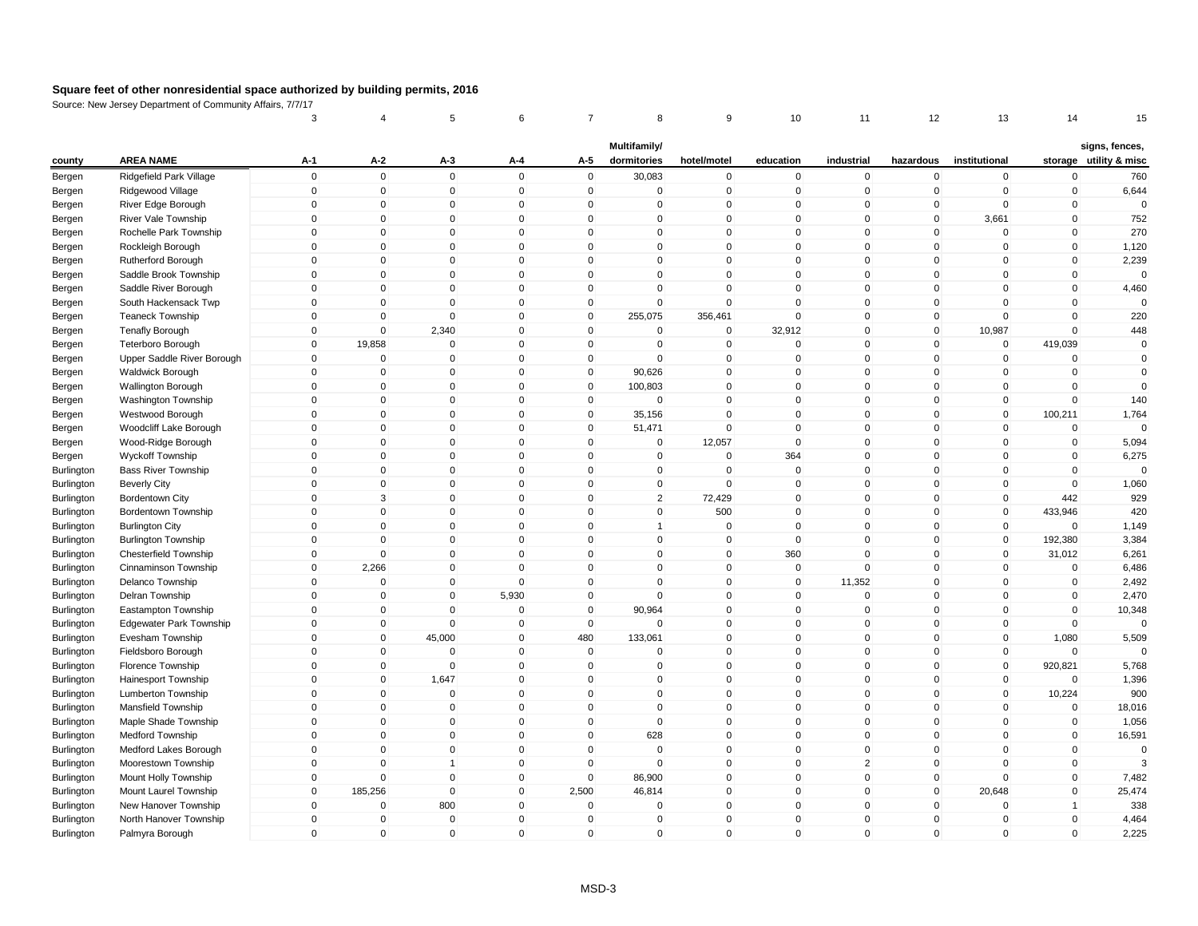# Square feet of other nonresidential space authorized by building permits, 2016

Source: New Jersey Department of Community Affairs, 7/7/17

| | | 3 | 4 | 5 | 6 | 7 | 8 | 9 | 10 | 11 | 12 | 13 | 14 | 15 |
|---|---|---|---|---|---|---|---|---|---|---|---|---|---|---|
| county | AREA NAME | A-1 | A-2 | A-3 | A-4 | A-5 | Multifamily/ dormitories | hotel/motel | education | industrial | hazardous | institutional | storage | signs, fences, utility & misc |
| Bergen | Ridgefield Park Village | 0 | 0 | 0 | 0 | 0 | 30,083 | 0 | 0 | 0 | 0 | 0 | 0 | 760 |
| Bergen | Ridgewood Village | 0 | 0 | 0 | 0 | 0 | 0 | 0 | 0 | 0 | 0 | 0 | 0 | 6,644 |
| Bergen | River Edge Borough | 0 | 0 | 0 | 0 | 0 | 0 | 0 | 0 | 0 | 0 | 0 | 0 | 0 |
| Bergen | River Vale Township | 0 | 0 | 0 | 0 | 0 | 0 | 0 | 0 | 0 | 0 | 3,661 | 0 | 752 |
| Bergen | Rochelle Park Township | 0 | 0 | 0 | 0 | 0 | 0 | 0 | 0 | 0 | 0 | 0 | 0 | 270 |
| Bergen | Rockleigh Borough | 0 | 0 | 0 | 0 | 0 | 0 | 0 | 0 | 0 | 0 | 0 | 0 | 1,120 |
| Bergen | Rutherford Borough | 0 | 0 | 0 | 0 | 0 | 0 | 0 | 0 | 0 | 0 | 0 | 0 | 2,239 |
| Bergen | Saddle Brook Township | 0 | 0 | 0 | 0 | 0 | 0 | 0 | 0 | 0 | 0 | 0 | 0 | 0 |
| Bergen | Saddle River Borough | 0 | 0 | 0 | 0 | 0 | 0 | 0 | 0 | 0 | 0 | 0 | 0 | 4,460 |
| Bergen | South Hackensack Twp | 0 | 0 | 0 | 0 | 0 | 0 | 0 | 0 | 0 | 0 | 0 | 0 | 0 |
| Bergen | Teaneck Township | 0 | 0 | 0 | 0 | 0 | 255,075 | 356,461 | 0 | 0 | 0 | 0 | 0 | 220 |
| Bergen | Tenafly Borough | 0 | 0 | 2,340 | 0 | 0 | 0 | 0 | 32,912 | 0 | 0 | 10,987 | 0 | 448 |
| Bergen | Teterboro Borough | 0 | 19,858 | 0 | 0 | 0 | 0 | 0 | 0 | 0 | 0 | 0 | 419,039 | 0 |
| Bergen | Upper Saddle River Borough | 0 | 0 | 0 | 0 | 0 | 0 | 0 | 0 | 0 | 0 | 0 | 0 | 0 |
| Bergen | Waldwick Borough | 0 | 0 | 0 | 0 | 0 | 90,626 | 0 | 0 | 0 | 0 | 0 | 0 | 0 |
| Bergen | Wallington Borough | 0 | 0 | 0 | 0 | 0 | 100,803 | 0 | 0 | 0 | 0 | 0 | 0 | 0 |
| Bergen | Washington Township | 0 | 0 | 0 | 0 | 0 | 0 | 0 | 0 | 0 | 0 | 0 | 0 | 140 |
| Bergen | Westwood Borough | 0 | 0 | 0 | 0 | 0 | 35,156 | 0 | 0 | 0 | 0 | 0 | 100,211 | 1,764 |
| Bergen | Woodcliff Lake Borough | 0 | 0 | 0 | 0 | 0 | 51,471 | 0 | 0 | 0 | 0 | 0 | 0 | 0 |
| Bergen | Wood-Ridge Borough | 0 | 0 | 0 | 0 | 0 | 0 | 12,057 | 0 | 0 | 0 | 0 | 0 | 5,094 |
| Bergen | Wyckoff Township | 0 | 0 | 0 | 0 | 0 | 0 | 0 | 364 | 0 | 0 | 0 | 0 | 6,275 |
| Burlington | Bass River Township | 0 | 0 | 0 | 0 | 0 | 0 | 0 | 0 | 0 | 0 | 0 | 0 | 0 |
| Burlington | Beverly City | 0 | 0 | 0 | 0 | 0 | 0 | 0 | 0 | 0 | 0 | 0 | 0 | 1,060 |
| Burlington | Bordentown City | 0 | 3 | 0 | 0 | 0 | 2 | 72,429 | 0 | 0 | 0 | 0 | 442 | 929 |
| Burlington | Bordentown Township | 0 | 0 | 0 | 0 | 0 | 0 | 500 | 0 | 0 | 0 | 0 | 433,946 | 420 |
| Burlington | Burlington City | 0 | 0 | 0 | 0 | 0 | 1 | 0 | 0 | 0 | 0 | 0 | 0 | 1,149 |
| Burlington | Burlington Township | 0 | 0 | 0 | 0 | 0 | 0 | 0 | 0 | 0 | 0 | 0 | 192,380 | 3,384 |
| Burlington | Chesterfield Township | 0 | 0 | 0 | 0 | 0 | 0 | 0 | 360 | 0 | 0 | 0 | 31,012 | 6,261 |
| Burlington | Cinnaminson Township | 0 | 2,266 | 0 | 0 | 0 | 0 | 0 | 0 | 0 | 0 | 0 | 0 | 6,486 |
| Burlington | Delanco Township | 0 | 0 | 0 | 0 | 0 | 0 | 0 | 0 | 11,352 | 0 | 0 | 0 | 2,492 |
| Burlington | Delran Township | 0 | 0 | 0 | 5,930 | 0 | 0 | 0 | 0 | 0 | 0 | 0 | 0 | 2,470 |
| Burlington | Eastampton Township | 0 | 0 | 0 | 0 | 0 | 90,964 | 0 | 0 | 0 | 0 | 0 | 0 | 10,348 |
| Burlington | Edgewater Park Township | 0 | 0 | 0 | 0 | 0 | 0 | 0 | 0 | 0 | 0 | 0 | 0 | 0 |
| Burlington | Evesham Township | 0 | 0 | 45,000 | 0 | 480 | 133,061 | 0 | 0 | 0 | 0 | 0 | 1,080 | 5,509 |
| Burlington | Fieldsboro Borough | 0 | 0 | 0 | 0 | 0 | 0 | 0 | 0 | 0 | 0 | 0 | 0 | 0 |
| Burlington | Florence Township | 0 | 0 | 0 | 0 | 0 | 0 | 0 | 0 | 0 | 0 | 0 | 920,821 | 5,768 |
| Burlington | Hainesport Township | 0 | 0 | 1,647 | 0 | 0 | 0 | 0 | 0 | 0 | 0 | 0 | 0 | 1,396 |
| Burlington | Lumberton Township | 0 | 0 | 0 | 0 | 0 | 0 | 0 | 0 | 0 | 0 | 0 | 10,224 | 900 |
| Burlington | Mansfield Township | 0 | 0 | 0 | 0 | 0 | 0 | 0 | 0 | 0 | 0 | 0 | 0 | 18,016 |
| Burlington | Maple Shade Township | 0 | 0 | 0 | 0 | 0 | 0 | 0 | 0 | 0 | 0 | 0 | 0 | 1,056 |
| Burlington | Medford Township | 0 | 0 | 0 | 0 | 0 | 628 | 0 | 0 | 0 | 0 | 0 | 0 | 16,591 |
| Burlington | Medford Lakes Borough | 0 | 0 | 0 | 0 | 0 | 0 | 0 | 0 | 0 | 0 | 0 | 0 | 0 |
| Burlington | Moorestown Township | 0 | 0 | 1 | 0 | 0 | 0 | 0 | 0 | 2 | 0 | 0 | 0 | 3 |
| Burlington | Mount Holly Township | 0 | 0 | 0 | 0 | 0 | 86,900 | 0 | 0 | 0 | 0 | 0 | 0 | 7,482 |
| Burlington | Mount Laurel Township | 0 | 185,256 | 0 | 0 | 2,500 | 46,814 | 0 | 0 | 0 | 0 | 20,648 | 0 | 25,474 |
| Burlington | New Hanover Township | 0 | 0 | 800 | 0 | 0 | 0 | 0 | 0 | 0 | 0 | 0 | 1 | 338 |
| Burlington | North Hanover Township | 0 | 0 | 0 | 0 | 0 | 0 | 0 | 0 | 0 | 0 | 0 | 0 | 4,464 |
| Burlington | Palmyra Borough | 0 | 0 | 0 | 0 | 0 | 0 | 0 | 0 | 0 | 0 | 0 | 0 | 2,225 |

MSD-3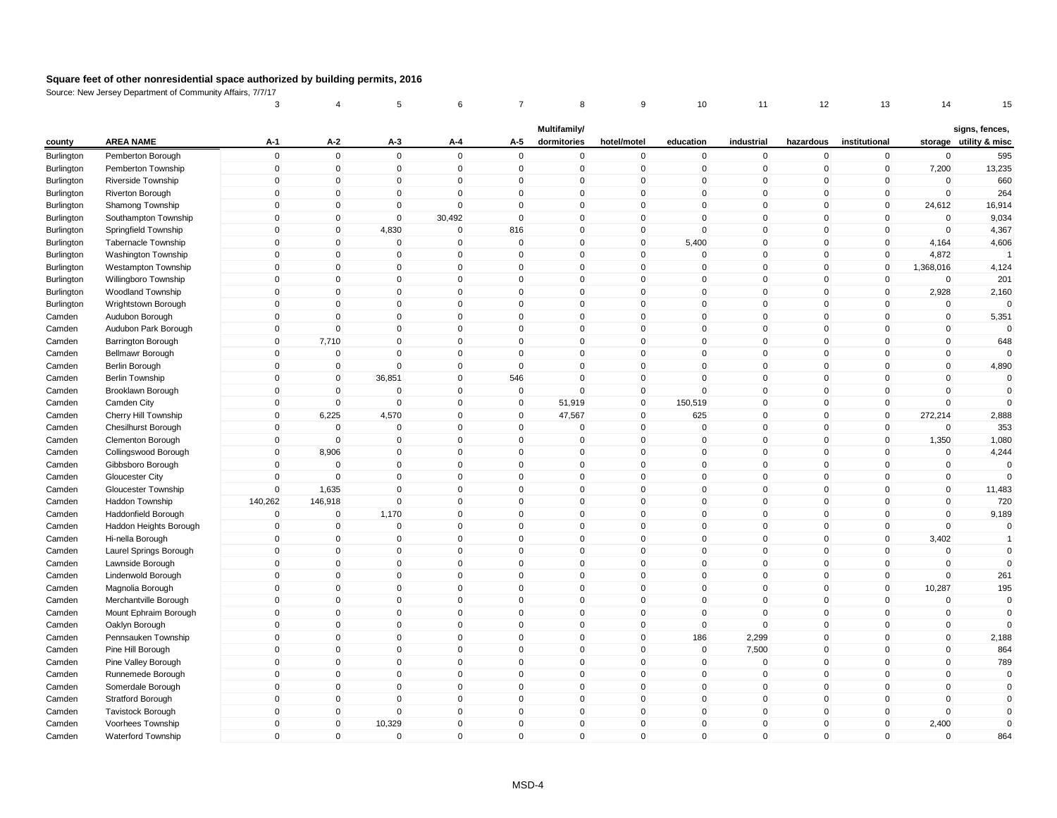**Square feet of other nonresidential space authorized by building permits, 2016**

Source: New Jersey Department of Community Affairs, 7/7/17

| | | 3 | 4 | 5 | 6 | 7 | 8 | 9 | 10 | 11 | 12 | 13 | 14 | 15 |
|---|---|---|---|---|---|---|---|---|---|---|---|---|---|---|
| county | AREA NAME | A-1 | A-2 | A-3 | A-4 | A-5 | Multifamily/ dormitories | hotel/motel | education | industrial | hazardous | institutional | storage | signs, fences, utility & misc |
| Burlington | Pemberton Borough | 0 | 0 | 0 | 0 | 0 | 0 | 0 | 0 | 0 | 0 | 0 | 0 | 595 |
| Burlington | Pemberton Township | 0 | 0 | 0 | 0 | 0 | 0 | 0 | 0 | 0 | 0 | 0 | 7,200 | 13,235 |
| Burlington | Riverside Township | 0 | 0 | 0 | 0 | 0 | 0 | 0 | 0 | 0 | 0 | 0 | 0 | 660 |
| Burlington | Riverton Borough | 0 | 0 | 0 | 0 | 0 | 0 | 0 | 0 | 0 | 0 | 0 | 0 | 264 |
| Burlington | Shamong Township | 0 | 0 | 0 | 0 | 0 | 0 | 0 | 0 | 0 | 0 | 0 | 24,612 | 16,914 |
| Burlington | Southampton Township | 0 | 0 | 0 | 30,492 | 0 | 0 | 0 | 0 | 0 | 0 | 0 | 0 | 9,034 |
| Burlington | Springfield Township | 0 | 0 | 4,830 | 0 | 816 | 0 | 0 | 0 | 0 | 0 | 0 | 0 | 4,367 |
| Burlington | Tabernacle Township | 0 | 0 | 0 | 0 | 0 | 0 | 0 | 5,400 | 0 | 0 | 0 | 4,164 | 4,606 |
| Burlington | Washington Township | 0 | 0 | 0 | 0 | 0 | 0 | 0 | 0 | 0 | 0 | 0 | 4,872 | 1 |
| Burlington | Westampton Township | 0 | 0 | 0 | 0 | 0 | 0 | 0 | 0 | 0 | 0 | 0 | 1,368,016 | 4,124 |
| Burlington | Willingboro Township | 0 | 0 | 0 | 0 | 0 | 0 | 0 | 0 | 0 | 0 | 0 | 0 | 201 |
| Burlington | Woodland Township | 0 | 0 | 0 | 0 | 0 | 0 | 0 | 0 | 0 | 0 | 0 | 2,928 | 2,160 |
| Burlington | Wrightstown Borough | 0 | 0 | 0 | 0 | 0 | 0 | 0 | 0 | 0 | 0 | 0 | 0 | 0 |
| Camden | Audubon Borough | 0 | 0 | 0 | 0 | 0 | 0 | 0 | 0 | 0 | 0 | 0 | 0 | 5,351 |
| Camden | Audubon Park Borough | 0 | 0 | 0 | 0 | 0 | 0 | 0 | 0 | 0 | 0 | 0 | 0 | 0 |
| Camden | Barrington Borough | 0 | 7,710 | 0 | 0 | 0 | 0 | 0 | 0 | 0 | 0 | 0 | 0 | 648 |
| Camden | Bellmawr Borough | 0 | 0 | 0 | 0 | 0 | 0 | 0 | 0 | 0 | 0 | 0 | 0 | 0 |
| Camden | Berlin Borough | 0 | 0 | 0 | 0 | 0 | 0 | 0 | 0 | 0 | 0 | 0 | 0 | 4,890 |
| Camden | Berlin Township | 0 | 0 | 36,851 | 0 | 546 | 0 | 0 | 0 | 0 | 0 | 0 | 0 | 0 |
| Camden | Brooklawn Borough | 0 | 0 | 0 | 0 | 0 | 0 | 0 | 0 | 0 | 0 | 0 | 0 | 0 |
| Camden | Camden City | 0 | 0 | 0 | 0 | 0 | 51,919 | 0 | 150,519 | 0 | 0 | 0 | 0 | 0 |
| Camden | Cherry Hill Township | 0 | 6,225 | 4,570 | 0 | 0 | 47,567 | 0 | 625 | 0 | 0 | 0 | 272,214 | 2,888 |
| Camden | Chesilhurst Borough | 0 | 0 | 0 | 0 | 0 | 0 | 0 | 0 | 0 | 0 | 0 | 0 | 353 |
| Camden | Clementon Borough | 0 | 0 | 0 | 0 | 0 | 0 | 0 | 0 | 0 | 0 | 0 | 1,350 | 1,080 |
| Camden | Collingswood Borough | 0 | 8,906 | 0 | 0 | 0 | 0 | 0 | 0 | 0 | 0 | 0 | 0 | 4,244 |
| Camden | Gibbsboro Borough | 0 | 0 | 0 | 0 | 0 | 0 | 0 | 0 | 0 | 0 | 0 | 0 | 0 |
| Camden | Gloucester City | 0 | 0 | 0 | 0 | 0 | 0 | 0 | 0 | 0 | 0 | 0 | 0 | 0 |
| Camden | Gloucester Township | 0 | 1,635 | 0 | 0 | 0 | 0 | 0 | 0 | 0 | 0 | 0 | 0 | 11,483 |
| Camden | Haddon Township | 140,262 | 146,918 | 0 | 0 | 0 | 0 | 0 | 0 | 0 | 0 | 0 | 0 | 720 |
| Camden | Haddonfield Borough | 0 | 0 | 1,170 | 0 | 0 | 0 | 0 | 0 | 0 | 0 | 0 | 0 | 9,189 |
| Camden | Haddon Heights Borough | 0 | 0 | 0 | 0 | 0 | 0 | 0 | 0 | 0 | 0 | 0 | 0 | 0 |
| Camden | Hi-nella Borough | 0 | 0 | 0 | 0 | 0 | 0 | 0 | 0 | 0 | 0 | 0 | 3,402 | 1 |
| Camden | Laurel Springs Borough | 0 | 0 | 0 | 0 | 0 | 0 | 0 | 0 | 0 | 0 | 0 | 0 | 0 |
| Camden | Lawnside Borough | 0 | 0 | 0 | 0 | 0 | 0 | 0 | 0 | 0 | 0 | 0 | 0 | 0 |
| Camden | Lindenwold Borough | 0 | 0 | 0 | 0 | 0 | 0 | 0 | 0 | 0 | 0 | 0 | 0 | 261 |
| Camden | Magnolia Borough | 0 | 0 | 0 | 0 | 0 | 0 | 0 | 0 | 0 | 0 | 0 | 10,287 | 195 |
| Camden | Merchantville Borough | 0 | 0 | 0 | 0 | 0 | 0 | 0 | 0 | 0 | 0 | 0 | 0 | 0 |
| Camden | Mount Ephraim Borough | 0 | 0 | 0 | 0 | 0 | 0 | 0 | 0 | 0 | 0 | 0 | 0 | 0 |
| Camden | Oaklyn Borough | 0 | 0 | 0 | 0 | 0 | 0 | 0 | 0 | 0 | 0 | 0 | 0 | 0 |
| Camden | Pennsauken Township | 0 | 0 | 0 | 0 | 0 | 0 | 0 | 186 | 2,299 | 0 | 0 | 0 | 2,188 |
| Camden | Pine Hill Borough | 0 | 0 | 0 | 0 | 0 | 0 | 0 | 0 | 7,500 | 0 | 0 | 0 | 864 |
| Camden | Pine Valley Borough | 0 | 0 | 0 | 0 | 0 | 0 | 0 | 0 | 0 | 0 | 0 | 0 | 789 |
| Camden | Runnemede Borough | 0 | 0 | 0 | 0 | 0 | 0 | 0 | 0 | 0 | 0 | 0 | 0 | 0 |
| Camden | Somerdale Borough | 0 | 0 | 0 | 0 | 0 | 0 | 0 | 0 | 0 | 0 | 0 | 0 | 0 |
| Camden | Stratford Borough | 0 | 0 | 0 | 0 | 0 | 0 | 0 | 0 | 0 | 0 | 0 | 0 | 0 |
| Camden | Tavistock Borough | 0 | 0 | 0 | 0 | 0 | 0 | 0 | 0 | 0 | 0 | 0 | 0 | 0 |
| Camden | Voorhees Township | 0 | 0 | 10,329 | 0 | 0 | 0 | 0 | 0 | 0 | 0 | 0 | 2,400 | 0 |
| Camden | Waterford Township | 0 | 0 | 0 | 0 | 0 | 0 | 0 | 0 | 0 | 0 | 0 | 0 | 864 |

MSD-4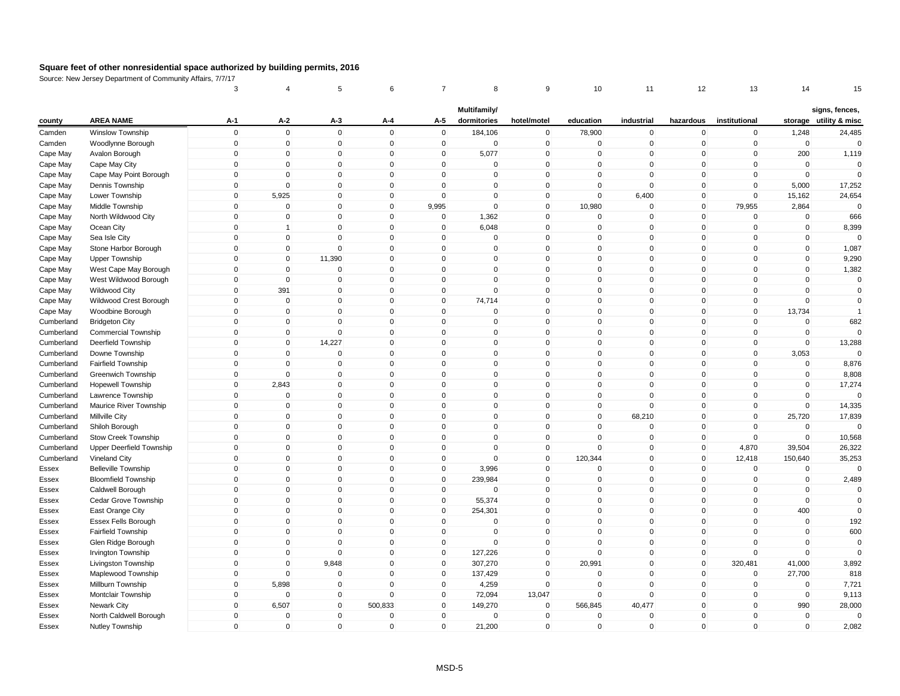**Square feet of other nonresidential space authorized by building permits, 2016**

Source: New Jersey Department of Community Affairs, 7/7/17

| | | 3 | 4 | 5 | 6 | 7 | 8 | 9 | 10 | 11 | 12 | 13 | 14 | 15 |
|---|---|---|---|---|---|---|---|---|---|---|---|---|---|---|
| county | AREA NAME | A-1 | A-2 | A-3 | A-4 | A-5 | Multifamily/ dormitories | hotel/motel | education | industrial | hazardous | institutional | storage | signs, fences, utility & misc |
| Camden | Winslow Township | 0 | 0 | 0 | 0 | 0 | 184,106 | 0 | 78,900 | 0 | 0 | 0 | 1,248 | 24,485 |
| Camden | Woodlynne Borough | 0 | 0 | 0 | 0 | 0 | 0 | 0 | 0 | 0 | 0 | 0 | 0 | 0 |
| Cape May | Avalon Borough | 0 | 0 | 0 | 0 | 0 | 5,077 | 0 | 0 | 0 | 0 | 0 | 200 | 1,119 |
| Cape May | Cape May City | 0 | 0 | 0 | 0 | 0 | 0 | 0 | 0 | 0 | 0 | 0 | 0 | 0 |
| Cape May | Cape May Point Borough | 0 | 0 | 0 | 0 | 0 | 0 | 0 | 0 | 0 | 0 | 0 | 0 | 0 |
| Cape May | Dennis Township | 0 | 0 | 0 | 0 | 0 | 0 | 0 | 0 | 0 | 0 | 0 | 5,000 | 17,252 |
| Cape May | Lower Township | 0 | 5,925 | 0 | 0 | 0 | 0 | 0 | 0 | 6,400 | 0 | 0 | 15,162 | 24,654 |
| Cape May | Middle Township | 0 | 0 | 0 | 0 | 9,995 | 0 | 0 | 10,980 | 0 | 0 | 79,955 | 2,864 | 0 |
| Cape May | North Wildwood City | 0 | 0 | 0 | 0 | 0 | 1,362 | 0 | 0 | 0 | 0 | 0 | 0 | 666 |
| Cape May | Ocean City | 0 | 1 | 0 | 0 | 0 | 6,048 | 0 | 0 | 0 | 0 | 0 | 0 | 8,399 |
| Cape May | Sea Isle City | 0 | 0 | 0 | 0 | 0 | 0 | 0 | 0 | 0 | 0 | 0 | 0 | 0 |
| Cape May | Stone Harbor Borough | 0 | 0 | 0 | 0 | 0 | 0 | 0 | 0 | 0 | 0 | 0 | 0 | 1,087 |
| Cape May | Upper Township | 0 | 0 | 11,390 | 0 | 0 | 0 | 0 | 0 | 0 | 0 | 0 | 0 | 9,290 |
| Cape May | West Cape May Borough | 0 | 0 | 0 | 0 | 0 | 0 | 0 | 0 | 0 | 0 | 0 | 0 | 1,382 |
| Cape May | West Wildwood Borough | 0 | 0 | 0 | 0 | 0 | 0 | 0 | 0 | 0 | 0 | 0 | 0 | 0 |
| Cape May | Wildwood City | 0 | 391 | 0 | 0 | 0 | 0 | 0 | 0 | 0 | 0 | 0 | 0 | 0 |
| Cape May | Wildwood Crest Borough | 0 | 0 | 0 | 0 | 0 | 74,714 | 0 | 0 | 0 | 0 | 0 | 0 | 0 |
| Cape May | Woodbine Borough | 0 | 0 | 0 | 0 | 0 | 0 | 0 | 0 | 0 | 0 | 0 | 13,734 | 1 |
| Cumberland | Bridgeton City | 0 | 0 | 0 | 0 | 0 | 0 | 0 | 0 | 0 | 0 | 0 | 0 | 682 |
| Cumberland | Commercial Township | 0 | 0 | 0 | 0 | 0 | 0 | 0 | 0 | 0 | 0 | 0 | 0 | 0 |
| Cumberland | Deerfield Township | 0 | 0 | 14,227 | 0 | 0 | 0 | 0 | 0 | 0 | 0 | 0 | 0 | 13,288 |
| Cumberland | Downe Township | 0 | 0 | 0 | 0 | 0 | 0 | 0 | 0 | 0 | 0 | 0 | 3,053 | 0 |
| Cumberland | Fairfield Township | 0 | 0 | 0 | 0 | 0 | 0 | 0 | 0 | 0 | 0 | 0 | 0 | 8,876 |
| Cumberland | Greenwich Township | 0 | 0 | 0 | 0 | 0 | 0 | 0 | 0 | 0 | 0 | 0 | 0 | 8,808 |
| Cumberland | Hopewell Township | 0 | 2,843 | 0 | 0 | 0 | 0 | 0 | 0 | 0 | 0 | 0 | 0 | 17,274 |
| Cumberland | Lawrence Township | 0 | 0 | 0 | 0 | 0 | 0 | 0 | 0 | 0 | 0 | 0 | 0 | 0 |
| Cumberland | Maurice River Township | 0 | 0 | 0 | 0 | 0 | 0 | 0 | 0 | 0 | 0 | 0 | 0 | 14,335 |
| Cumberland | Millville City | 0 | 0 | 0 | 0 | 0 | 0 | 0 | 0 | 68,210 | 0 | 0 | 25,720 | 17,839 |
| Cumberland | Shiloh Borough | 0 | 0 | 0 | 0 | 0 | 0 | 0 | 0 | 0 | 0 | 0 | 0 | 0 |
| Cumberland | Stow Creek Township | 0 | 0 | 0 | 0 | 0 | 0 | 0 | 0 | 0 | 0 | 0 | 0 | 10,568 |
| Cumberland | Upper Deerfield Township | 0 | 0 | 0 | 0 | 0 | 0 | 0 | 0 | 0 | 0 | 4,870 | 39,504 | 26,322 |
| Cumberland | Vineland City | 0 | 0 | 0 | 0 | 0 | 0 | 0 | 120,344 | 0 | 0 | 12,418 | 150,640 | 35,253 |
| Essex | Belleville Township | 0 | 0 | 0 | 0 | 0 | 3,996 | 0 | 0 | 0 | 0 | 0 | 0 | 0 |
| Essex | Bloomfield Township | 0 | 0 | 0 | 0 | 0 | 239,984 | 0 | 0 | 0 | 0 | 0 | 0 | 2,489 |
| Essex | Caldwell Borough | 0 | 0 | 0 | 0 | 0 | 0 | 0 | 0 | 0 | 0 | 0 | 0 | 0 |
| Essex | Cedar Grove Township | 0 | 0 | 0 | 0 | 0 | 55,374 | 0 | 0 | 0 | 0 | 0 | 0 | 0 |
| Essex | East Orange City | 0 | 0 | 0 | 0 | 0 | 254,301 | 0 | 0 | 0 | 0 | 0 | 400 | 0 |
| Essex | Essex Fells Borough | 0 | 0 | 0 | 0 | 0 | 0 | 0 | 0 | 0 | 0 | 0 | 0 | 192 |
| Essex | Fairfield Township | 0 | 0 | 0 | 0 | 0 | 0 | 0 | 0 | 0 | 0 | 0 | 0 | 600 |
| Essex | Glen Ridge Borough | 0 | 0 | 0 | 0 | 0 | 0 | 0 | 0 | 0 | 0 | 0 | 0 | 0 |
| Essex | Irvington Township | 0 | 0 | 0 | 0 | 0 | 127,226 | 0 | 0 | 0 | 0 | 0 | 0 | 0 |
| Essex | Livingston Township | 0 | 0 | 9,848 | 0 | 0 | 307,270 | 0 | 20,991 | 0 | 0 | 320,481 | 41,000 | 3,892 |
| Essex | Maplewood Township | 0 | 0 | 0 | 0 | 0 | 137,429 | 0 | 0 | 0 | 0 | 0 | 27,700 | 818 |
| Essex | Millburn Township | 0 | 5,898 | 0 | 0 | 0 | 4,259 | 0 | 0 | 0 | 0 | 0 | 0 | 7,721 |
| Essex | Montclair Township | 0 | 0 | 0 | 0 | 0 | 72,094 | 13,047 | 0 | 0 | 0 | 0 | 0 | 9,113 |
| Essex | Newark City | 0 | 6,507 | 0 | 500,833 | 0 | 149,270 | 0 | 566,845 | 40,477 | 0 | 0 | 990 | 28,000 |
| Essex | North Caldwell Borough | 0 | 0 | 0 | 0 | 0 | 0 | 0 | 0 | 0 | 0 | 0 | 0 | 0 |
| Essex | Nutley Township | 0 | 0 | 0 | 0 | 0 | 21,200 | 0 | 0 | 0 | 0 | 0 | 0 | 2,082 |

MSD-5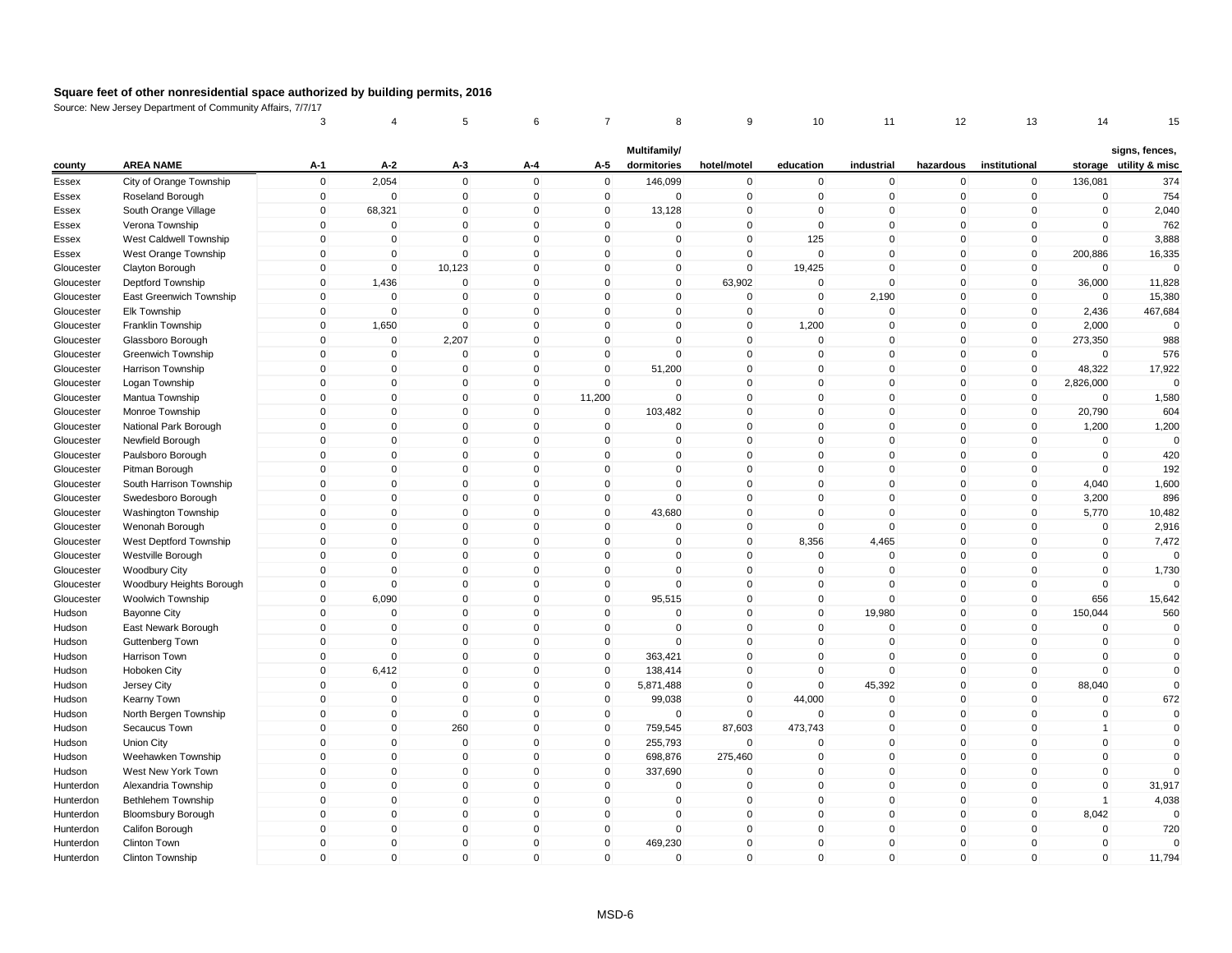**Square feet of other nonresidential space authorized by building permits, 2016**

Source: New Jersey Department of Community Affairs, 7/7/17

| | | 3 | 4 | 5 | 6 | 7 | 8 | 9 | 10 | 11 | 12 | 13 | 14 | 15 |
|---|---|---|---|---|---|---|---|---|---|---|---|---|---|---|
| county | AREA NAME | A-1 | A-2 | A-3 | A-4 | A-5 | Multifamily/ dormitories | hotel/motel | education | industrial | hazardous | institutional | storage | signs, fences, utility & misc |
| Essex | City of Orange Township | 0 | 2,054 | 0 | 0 | 0 | 146,099 | 0 | 0 | 0 | 0 | 0 | 136,081 | 374 |
| Essex | Roseland Borough | 0 | 0 | 0 | 0 | 0 | 0 | 0 | 0 | 0 | 0 | 0 | 0 | 754 |
| Essex | South Orange Village | 0 | 68,321 | 0 | 0 | 0 | 13,128 | 0 | 0 | 0 | 0 | 0 | 0 | 2,040 |
| Essex | Verona Township | 0 | 0 | 0 | 0 | 0 | 0 | 0 | 0 | 0 | 0 | 0 | 0 | 762 |
| Essex | West Caldwell Township | 0 | 0 | 0 | 0 | 0 | 0 | 0 | 125 | 0 | 0 | 0 | 0 | 3,888 |
| Essex | West Orange Township | 0 | 0 | 0 | 0 | 0 | 0 | 0 | 0 | 0 | 0 | 0 | 200,886 | 16,335 |
| Gloucester | Clayton Borough | 0 | 0 | 10,123 | 0 | 0 | 0 | 0 | 19,425 | 0 | 0 | 0 | 0 | 0 |
| Gloucester | Deptford Township | 0 | 1,436 | 0 | 0 | 0 | 0 | 63,902 | 0 | 0 | 0 | 0 | 36,000 | 11,828 |
| Gloucester | East Greenwich Township | 0 | 0 | 0 | 0 | 0 | 0 | 0 | 0 | 2,190 | 0 | 0 | 0 | 15,380 |
| Gloucester | Elk Township | 0 | 0 | 0 | 0 | 0 | 0 | 0 | 0 | 0 | 0 | 0 | 2,436 | 467,684 |
| Gloucester | Franklin Township | 0 | 1,650 | 0 | 0 | 0 | 0 | 0 | 1,200 | 0 | 0 | 0 | 2,000 | 0 |
| Gloucester | Glassboro Borough | 0 | 0 | 2,207 | 0 | 0 | 0 | 0 | 0 | 0 | 0 | 0 | 273,350 | 988 |
| Gloucester | Greenwich Township | 0 | 0 | 0 | 0 | 0 | 0 | 0 | 0 | 0 | 0 | 0 | 0 | 576 |
| Gloucester | Harrison Township | 0 | 0 | 0 | 0 | 0 | 51,200 | 0 | 0 | 0 | 0 | 0 | 48,322 | 17,922 |
| Gloucester | Logan Township | 0 | 0 | 0 | 0 | 0 | 0 | 0 | 0 | 0 | 0 | 0 | 2,826,000 | 0 |
| Gloucester | Mantua Township | 0 | 0 | 0 | 0 | 11,200 | 0 | 0 | 0 | 0 | 0 | 0 | 0 | 1,580 |
| Gloucester | Monroe Township | 0 | 0 | 0 | 0 | 0 | 103,482 | 0 | 0 | 0 | 0 | 0 | 20,790 | 604 |
| Gloucester | National Park Borough | 0 | 0 | 0 | 0 | 0 | 0 | 0 | 0 | 0 | 0 | 0 | 1,200 | 1,200 |
| Gloucester | Newfield Borough | 0 | 0 | 0 | 0 | 0 | 0 | 0 | 0 | 0 | 0 | 0 | 0 | 0 |
| Gloucester | Paulsboro Borough | 0 | 0 | 0 | 0 | 0 | 0 | 0 | 0 | 0 | 0 | 0 | 0 | 420 |
| Gloucester | Pitman Borough | 0 | 0 | 0 | 0 | 0 | 0 | 0 | 0 | 0 | 0 | 0 | 0 | 192 |
| Gloucester | South Harrison Township | 0 | 0 | 0 | 0 | 0 | 0 | 0 | 0 | 0 | 0 | 0 | 4,040 | 1,600 |
| Gloucester | Swedesboro Borough | 0 | 0 | 0 | 0 | 0 | 0 | 0 | 0 | 0 | 0 | 0 | 3,200 | 896 |
| Gloucester | Washington Township | 0 | 0 | 0 | 0 | 0 | 43,680 | 0 | 0 | 0 | 0 | 0 | 5,770 | 10,482 |
| Gloucester | Wenonah Borough | 0 | 0 | 0 | 0 | 0 | 0 | 0 | 0 | 0 | 0 | 0 | 0 | 2,916 |
| Gloucester | West Deptford Township | 0 | 0 | 0 | 0 | 0 | 0 | 0 | 8,356 | 4,465 | 0 | 0 | 0 | 7,472 |
| Gloucester | Westville Borough | 0 | 0 | 0 | 0 | 0 | 0 | 0 | 0 | 0 | 0 | 0 | 0 | 0 |
| Gloucester | Woodbury City | 0 | 0 | 0 | 0 | 0 | 0 | 0 | 0 | 0 | 0 | 0 | 0 | 1,730 |
| Gloucester | Woodbury Heights Borough | 0 | 0 | 0 | 0 | 0 | 0 | 0 | 0 | 0 | 0 | 0 | 0 | 0 |
| Gloucester | Woolwich Township | 0 | 6,090 | 0 | 0 | 0 | 95,515 | 0 | 0 | 0 | 0 | 0 | 656 | 15,642 |
| Hudson | Bayonne City | 0 | 0 | 0 | 0 | 0 | 0 | 0 | 0 | 19,980 | 0 | 0 | 150,044 | 560 |
| Hudson | East Newark Borough | 0 | 0 | 0 | 0 | 0 | 0 | 0 | 0 | 0 | 0 | 0 | 0 | 0 |
| Hudson | Guttenberg Town | 0 | 0 | 0 | 0 | 0 | 0 | 0 | 0 | 0 | 0 | 0 | 0 | 0 |
| Hudson | Harrison Town | 0 | 0 | 0 | 0 | 0 | 363,421 | 0 | 0 | 0 | 0 | 0 | 0 | 0 |
| Hudson | Hoboken City | 0 | 6,412 | 0 | 0 | 0 | 138,414 | 0 | 0 | 0 | 0 | 0 | 0 | 0 |
| Hudson | Jersey City | 0 | 0 | 0 | 0 | 0 | 5,871,488 | 0 | 0 | 45,392 | 0 | 0 | 88,040 | 0 |
| Hudson | Kearny Town | 0 | 0 | 0 | 0 | 0 | 99,038 | 0 | 44,000 | 0 | 0 | 0 | 0 | 672 |
| Hudson | North Bergen Township | 0 | 0 | 0 | 0 | 0 | 0 | 0 | 0 | 0 | 0 | 0 | 0 | 0 |
| Hudson | Secaucus Town | 0 | 0 | 260 | 0 | 0 | 759,545 | 87,603 | 473,743 | 0 | 0 | 0 | 1 | 0 |
| Hudson | Union City | 0 | 0 | 0 | 0 | 0 | 255,793 | 0 | 0 | 0 | 0 | 0 | 0 | 0 |
| Hudson | Weehawken Township | 0 | 0 | 0 | 0 | 0 | 698,876 | 275,460 | 0 | 0 | 0 | 0 | 0 | 0 |
| Hudson | West New York Town | 0 | 0 | 0 | 0 | 0 | 337,690 | 0 | 0 | 0 | 0 | 0 | 0 | 0 |
| Hunterdon | Alexandria Township | 0 | 0 | 0 | 0 | 0 | 0 | 0 | 0 | 0 | 0 | 0 | 0 | 31,917 |
| Hunterdon | Bethlehem Township | 0 | 0 | 0 | 0 | 0 | 0 | 0 | 0 | 0 | 0 | 0 | 1 | 4,038 |
| Hunterdon | Bloomsbury Borough | 0 | 0 | 0 | 0 | 0 | 0 | 0 | 0 | 0 | 0 | 0 | 8,042 | 0 |
| Hunterdon | Califon Borough | 0 | 0 | 0 | 0 | 0 | 0 | 0 | 0 | 0 | 0 | 0 | 0 | 720 |
| Hunterdon | Clinton Town | 0 | 0 | 0 | 0 | 0 | 469,230 | 0 | 0 | 0 | 0 | 0 | 0 | 0 |
| Hunterdon | Clinton Township | 0 | 0 | 0 | 0 | 0 | 0 | 0 | 0 | 0 | 0 | 0 | 0 | 11,794 |

MSD-6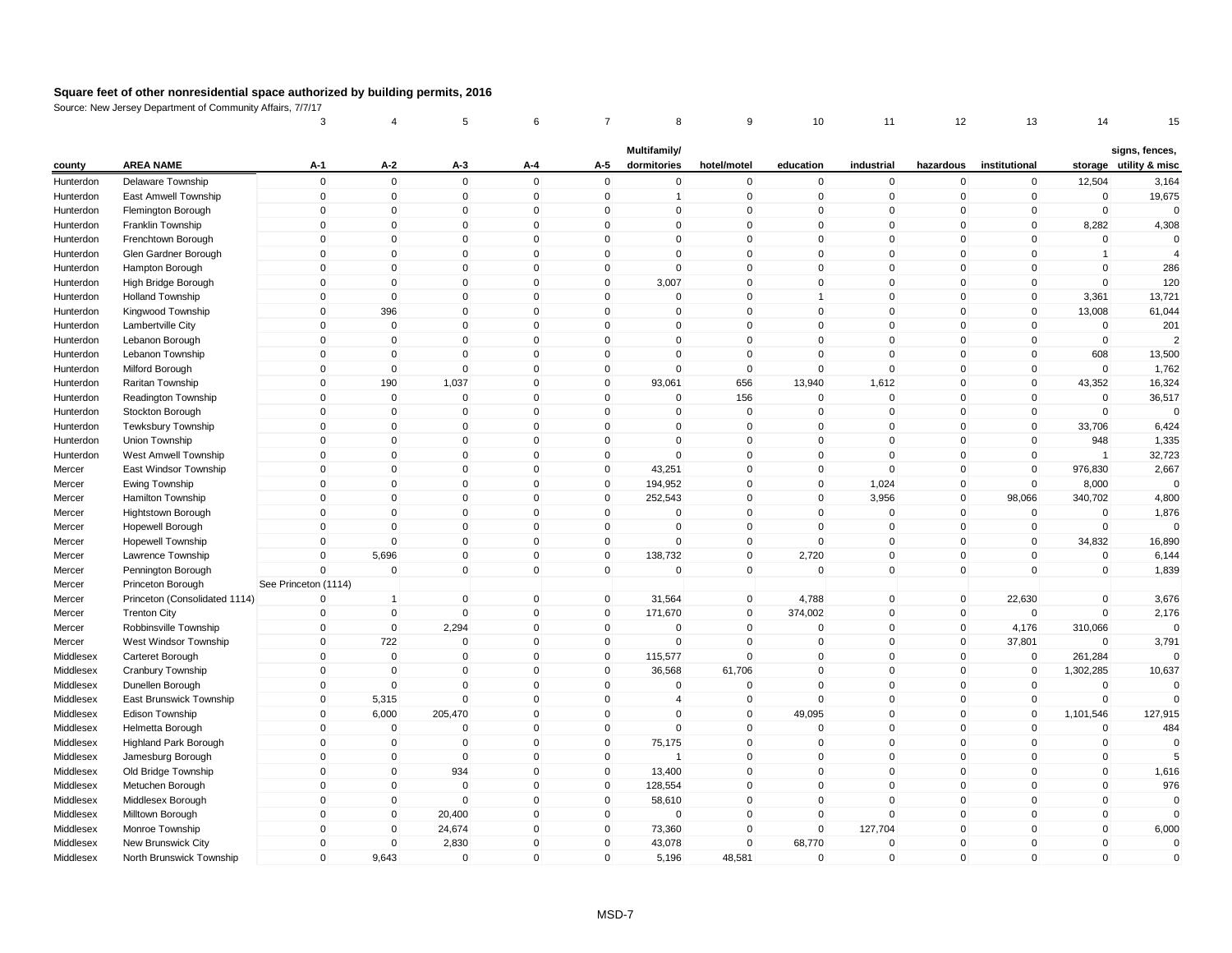# Square feet of other nonresidential space authorized by building permits, 2016

Source: New Jersey Department of Community Affairs, 7/7/17

| | | 3 | 4 | 5 | 6 | 7 | 8 | 9 | 10 | 11 | 12 | 13 | 14 | 15 |
|---|---|---|---|---|---|---|---|---|---|---|---|---|---|---|
| county | AREA NAME | A-1 | A-2 | A-3 | A-4 | A-5 | Multifamily/ dormitories | hotel/motel | education | industrial | hazardous | institutional | storage | signs, fences, utility & misc |
| Hunterdon | Delaware Township | 0 | 0 | 0 | 0 | 0 | 0 | 0 | 0 | 0 | 0 | 0 | 12,504 | 3,164 |
| Hunterdon | East Amwell Township | 0 | 0 | 0 | 0 | 0 | 1 | 0 | 0 | 0 | 0 | 0 | 0 | 19,675 |
| Hunterdon | Flemington Borough | 0 | 0 | 0 | 0 | 0 | 0 | 0 | 0 | 0 | 0 | 0 | 0 | 0 |
| Hunterdon | Franklin Township | 0 | 0 | 0 | 0 | 0 | 0 | 0 | 0 | 0 | 0 | 0 | 8,282 | 4,308 |
| Hunterdon | Frenchtown Borough | 0 | 0 | 0 | 0 | 0 | 0 | 0 | 0 | 0 | 0 | 0 | 0 | 0 |
| Hunterdon | Glen Gardner Borough | 0 | 0 | 0 | 0 | 0 | 0 | 0 | 0 | 0 | 0 | 0 | 1 | 4 |
| Hunterdon | Hampton Borough | 0 | 0 | 0 | 0 | 0 | 0 | 0 | 0 | 0 | 0 | 0 | 0 | 286 |
| Hunterdon | High Bridge Borough | 0 | 0 | 0 | 0 | 0 | 3,007 | 0 | 0 | 0 | 0 | 0 | 0 | 120 |
| Hunterdon | Holland Township | 0 | 0 | 0 | 0 | 0 | 0 | 0 | 1 | 0 | 0 | 0 | 3,361 | 13,721 |
| Hunterdon | Kingwood Township | 0 | 396 | 0 | 0 | 0 | 0 | 0 | 0 | 0 | 0 | 0 | 13,008 | 61,044 |
| Hunterdon | Lambertville City | 0 | 0 | 0 | 0 | 0 | 0 | 0 | 0 | 0 | 0 | 0 | 0 | 201 |
| Hunterdon | Lebanon Borough | 0 | 0 | 0 | 0 | 0 | 0 | 0 | 0 | 0 | 0 | 0 | 0 | 2 |
| Hunterdon | Lebanon Township | 0 | 0 | 0 | 0 | 0 | 0 | 0 | 0 | 0 | 0 | 0 | 608 | 13,500 |
| Hunterdon | Milford Borough | 0 | 0 | 0 | 0 | 0 | 0 | 0 | 0 | 0 | 0 | 0 | 0 | 1,762 |
| Hunterdon | Raritan Township | 0 | 190 | 1,037 | 0 | 0 | 93,061 | 656 | 13,940 | 1,612 | 0 | 0 | 43,352 | 16,324 |
| Hunterdon | Readington Township | 0 | 0 | 0 | 0 | 0 | 0 | 156 | 0 | 0 | 0 | 0 | 0 | 36,517 |
| Hunterdon | Stockton Borough | 0 | 0 | 0 | 0 | 0 | 0 | 0 | 0 | 0 | 0 | 0 | 0 | 0 |
| Hunterdon | Tewksbury Township | 0 | 0 | 0 | 0 | 0 | 0 | 0 | 0 | 0 | 0 | 0 | 33,706 | 6,424 |
| Hunterdon | Union Township | 0 | 0 | 0 | 0 | 0 | 0 | 0 | 0 | 0 | 0 | 0 | 948 | 1,335 |
| Hunterdon | West Amwell Township | 0 | 0 | 0 | 0 | 0 | 0 | 0 | 0 | 0 | 0 | 0 | 1 | 32,723 |
| Mercer | East Windsor Township | 0 | 0 | 0 | 0 | 0 | 43,251 | 0 | 0 | 0 | 0 | 0 | 976,830 | 2,667 |
| Mercer | Ewing Township | 0 | 0 | 0 | 0 | 0 | 194,952 | 0 | 0 | 1,024 | 0 | 0 | 8,000 | 0 |
| Mercer | Hamilton Township | 0 | 0 | 0 | 0 | 0 | 252,543 | 0 | 0 | 3,956 | 0 | 98,066 | 340,702 | 4,800 |
| Mercer | Hightstown Borough | 0 | 0 | 0 | 0 | 0 | 0 | 0 | 0 | 0 | 0 | 0 | 0 | 1,876 |
| Mercer | Hopewell Borough | 0 | 0 | 0 | 0 | 0 | 0 | 0 | 0 | 0 | 0 | 0 | 0 | 0 |
| Mercer | Hopewell Township | 0 | 0 | 0 | 0 | 0 | 0 | 0 | 0 | 0 | 0 | 0 | 34,832 | 16,890 |
| Mercer | Lawrence Township | 0 | 5,696 | 0 | 0 | 0 | 138,732 | 0 | 2,720 | 0 | 0 | 0 | 0 | 6,144 |
| Mercer | Pennington Borough | 0 | 0 | 0 | 0 | 0 | 0 | 0 | 0 | 0 | 0 | 0 | 0 | 1,839 |
| Mercer | Princeton Borough | See Princeton (1114) | | | | | | | | | | | | |
| Mercer | Princeton (Consolidated 1114) | 0 | 1 | 0 | 0 | 0 | 31,564 | 0 | 4,788 | 0 | 0 | 22,630 | 0 | 3,676 |
| Mercer | Trenton City | 0 | 0 | 0 | 0 | 0 | 171,670 | 0 | 374,002 | 0 | 0 | 0 | 0 | 2,176 |
| Mercer | Robbinsville Township | 0 | 0 | 2,294 | 0 | 0 | 0 | 0 | 0 | 0 | 0 | 4,176 | 310,066 | 0 |
| Mercer | West Windsor Township | 0 | 722 | 0 | 0 | 0 | 0 | 0 | 0 | 0 | 0 | 37,801 | 0 | 3,791 |
| Middlesex | Carteret Borough | 0 | 0 | 0 | 0 | 0 | 115,577 | 0 | 0 | 0 | 0 | 0 | 261,284 | 0 |
| Middlesex | Cranbury Township | 0 | 0 | 0 | 0 | 0 | 36,568 | 61,706 | 0 | 0 | 0 | 0 | 1,302,285 | 10,637 |
| Middlesex | Dunellen Borough | 0 | 0 | 0 | 0 | 0 | 0 | 0 | 0 | 0 | 0 | 0 | 0 | 0 |
| Middlesex | East Brunswick Township | 0 | 5,315 | 0 | 0 | 0 | 4 | 0 | 0 | 0 | 0 | 0 | 0 | 0 |
| Middlesex | Edison Township | 0 | 6,000 | 205,470 | 0 | 0 | 0 | 0 | 49,095 | 0 | 0 | 0 | 1,101,546 | 127,915 |
| Middlesex | Helmetta Borough | 0 | 0 | 0 | 0 | 0 | 0 | 0 | 0 | 0 | 0 | 0 | 0 | 484 |
| Middlesex | Highland Park Borough | 0 | 0 | 0 | 0 | 0 | 75,175 | 0 | 0 | 0 | 0 | 0 | 0 | 0 |
| Middlesex | Jamesburg Borough | 0 | 0 | 0 | 0 | 0 | 1 | 0 | 0 | 0 | 0 | 0 | 0 | 5 |
| Middlesex | Old Bridge Township | 0 | 0 | 934 | 0 | 0 | 13,400 | 0 | 0 | 0 | 0 | 0 | 0 | 1,616 |
| Middlesex | Metuchen Borough | 0 | 0 | 0 | 0 | 0 | 128,554 | 0 | 0 | 0 | 0 | 0 | 0 | 976 |
| Middlesex | Middlesex Borough | 0 | 0 | 0 | 0 | 0 | 58,610 | 0 | 0 | 0 | 0 | 0 | 0 | 0 |
| Middlesex | Milltown Borough | 0 | 0 | 20,400 | 0 | 0 | 0 | 0 | 0 | 0 | 0 | 0 | 0 | 0 |
| Middlesex | Monroe Township | 0 | 0 | 24,674 | 0 | 0 | 73,360 | 0 | 0 | 127,704 | 0 | 0 | 0 | 6,000 |
| Middlesex | New Brunswick City | 0 | 0 | 2,830 | 0 | 0 | 43,078 | 0 | 68,770 | 0 | 0 | 0 | 0 | 0 |
| Middlesex | North Brunswick Township | 0 | 9,643 | 0 | 0 | 0 | 5,196 | 48,581 | 0 | 0 | 0 | 0 | 0 | 0 |

MSD-7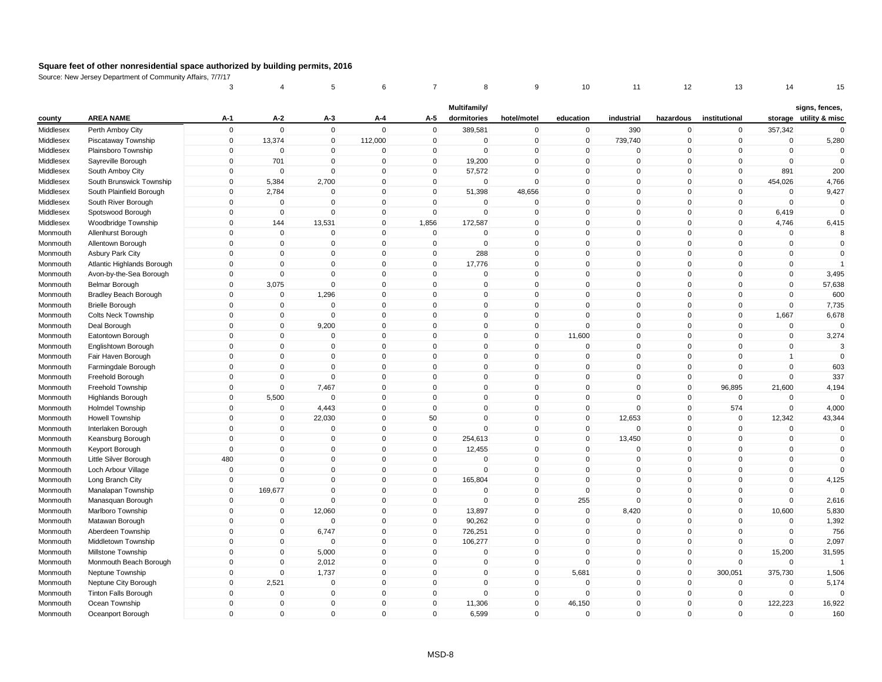**Square feet of other nonresidential space authorized by building permits, 2016**

Source: New Jersey Department of Community Affairs, 7/7/17

| | | 3 | 4 | 5 | 6 | 7 | 8 | 9 | 10 | 11 | 12 | 13 | 14 | 15 |
|---|---|---|---|---|---|---|---|---|---|---|---|---|---|---|
| county | AREA NAME | A-1 | A-2 | A-3 | A-4 | A-5 | Multifamily/ dormitories | hotel/motel | education | industrial | hazardous | institutional | storage | signs, fences, utility & misc |
| Middlesex | Perth Amboy City | 0 | 0 | 0 | 0 | 0 | 389,581 | 0 | 0 | 390 | 0 | 0 | 357,342 | 0 |
| Middlesex | Piscataway Township | 0 | 13,374 | 0 | 112,000 | 0 | 0 | 0 | 0 | 739,740 | 0 | 0 | 0 | 5,280 |
| Middlesex | Plainsboro Township | 0 | 0 | 0 | 0 | 0 | 0 | 0 | 0 | 0 | 0 | 0 | 0 | 0 |
| Middlesex | Sayreville Borough | 0 | 701 | 0 | 0 | 0 | 19,200 | 0 | 0 | 0 | 0 | 0 | 0 | 0 |
| Middlesex | South Amboy City | 0 | 0 | 0 | 0 | 0 | 57,572 | 0 | 0 | 0 | 0 | 0 | 891 | 200 |
| Middlesex | South Brunswick Township | 0 | 5,384 | 2,700 | 0 | 0 | 0 | 0 | 0 | 0 | 0 | 0 | 454,026 | 4,766 |
| Middlesex | South Plainfield Borough | 0 | 2,784 | 0 | 0 | 0 | 51,398 | 48,656 | 0 | 0 | 0 | 0 | 0 | 9,427 |
| Middlesex | South River Borough | 0 | 0 | 0 | 0 | 0 | 0 | 0 | 0 | 0 | 0 | 0 | 0 | 0 |
| Middlesex | Spotswood Borough | 0 | 0 | 0 | 0 | 0 | 0 | 0 | 0 | 0 | 0 | 0 | 6,419 | 0 |
| Middlesex | Woodbridge Township | 0 | 144 | 13,531 | 0 | 1,856 | 172,587 | 0 | 0 | 0 | 0 | 0 | 4,746 | 6,415 |
| Monmouth | Allenhurst Borough | 0 | 0 | 0 | 0 | 0 | 0 | 0 | 0 | 0 | 0 | 0 | 0 | 8 |
| Monmouth | Allentown Borough | 0 | 0 | 0 | 0 | 0 | 0 | 0 | 0 | 0 | 0 | 0 | 0 | 0 |
| Monmouth | Asbury Park City | 0 | 0 | 0 | 0 | 0 | 288 | 0 | 0 | 0 | 0 | 0 | 0 | 0 |
| Monmouth | Atlantic Highlands Borough | 0 | 0 | 0 | 0 | 0 | 17,776 | 0 | 0 | 0 | 0 | 0 | 0 | 1 |
| Monmouth | Avon-by-the-Sea Borough | 0 | 0 | 0 | 0 | 0 | 0 | 0 | 0 | 0 | 0 | 0 | 0 | 3,495 |
| Monmouth | Belmar Borough | 0 | 3,075 | 0 | 0 | 0 | 0 | 0 | 0 | 0 | 0 | 0 | 0 | 57,638 |
| Monmouth | Bradley Beach Borough | 0 | 0 | 1,296 | 0 | 0 | 0 | 0 | 0 | 0 | 0 | 0 | 0 | 600 |
| Monmouth | Brielle Borough | 0 | 0 | 0 | 0 | 0 | 0 | 0 | 0 | 0 | 0 | 0 | 0 | 7,735 |
| Monmouth | Colts Neck Township | 0 | 0 | 0 | 0 | 0 | 0 | 0 | 0 | 0 | 0 | 0 | 1,667 | 6,678 |
| Monmouth | Deal Borough | 0 | 0 | 9,200 | 0 | 0 | 0 | 0 | 0 | 0 | 0 | 0 | 0 | 0 |
| Monmouth | Eatontown Borough | 0 | 0 | 0 | 0 | 0 | 0 | 0 | 11,600 | 0 | 0 | 0 | 0 | 3,274 |
| Monmouth | Englishtown Borough | 0 | 0 | 0 | 0 | 0 | 0 | 0 | 0 | 0 | 0 | 0 | 0 | 3 |
| Monmouth | Fair Haven Borough | 0 | 0 | 0 | 0 | 0 | 0 | 0 | 0 | 0 | 0 | 0 | 1 | 0 |
| Monmouth | Farmingdale Borough | 0 | 0 | 0 | 0 | 0 | 0 | 0 | 0 | 0 | 0 | 0 | 0 | 603 |
| Monmouth | Freehold Borough | 0 | 0 | 0 | 0 | 0 | 0 | 0 | 0 | 0 | 0 | 0 | 0 | 337 |
| Monmouth | Freehold Township | 0 | 0 | 7,467 | 0 | 0 | 0 | 0 | 0 | 0 | 0 | 96,895 | 21,600 | 4,194 |
| Monmouth | Highlands Borough | 0 | 5,500 | 0 | 0 | 0 | 0 | 0 | 0 | 0 | 0 | 0 | 0 | 0 |
| Monmouth | Holmdel Township | 0 | 0 | 4,443 | 0 | 0 | 0 | 0 | 0 | 0 | 0 | 574 | 0 | 4,000 |
| Monmouth | Howell Township | 0 | 0 | 22,030 | 0 | 50 | 0 | 0 | 0 | 12,653 | 0 | 0 | 12,342 | 43,344 |
| Monmouth | Interlaken Borough | 0 | 0 | 0 | 0 | 0 | 0 | 0 | 0 | 0 | 0 | 0 | 0 | 0 |
| Monmouth | Keansburg Borough | 0 | 0 | 0 | 0 | 0 | 254,613 | 0 | 0 | 13,450 | 0 | 0 | 0 | 0 |
| Monmouth | Keyport Borough | 0 | 0 | 0 | 0 | 0 | 12,455 | 0 | 0 | 0 | 0 | 0 | 0 | 0 |
| Monmouth | Little Silver Borough | 480 | 0 | 0 | 0 | 0 | 0 | 0 | 0 | 0 | 0 | 0 | 0 | 0 |
| Monmouth | Loch Arbour Village | 0 | 0 | 0 | 0 | 0 | 0 | 0 | 0 | 0 | 0 | 0 | 0 | 0 |
| Monmouth | Long Branch City | 0 | 0 | 0 | 0 | 0 | 165,804 | 0 | 0 | 0 | 0 | 0 | 0 | 4,125 |
| Monmouth | Manalapan Township | 0 | 169,677 | 0 | 0 | 0 | 0 | 0 | 0 | 0 | 0 | 0 | 0 | 0 |
| Monmouth | Manasquan Borough | 0 | 0 | 0 | 0 | 0 | 0 | 0 | 255 | 0 | 0 | 0 | 0 | 2,616 |
| Monmouth | Marlboro Township | 0 | 0 | 12,060 | 0 | 0 | 13,897 | 0 | 0 | 8,420 | 0 | 0 | 10,600 | 5,830 |
| Monmouth | Matawan Borough | 0 | 0 | 0 | 0 | 0 | 90,262 | 0 | 0 | 0 | 0 | 0 | 0 | 1,392 |
| Monmouth | Aberdeen Township | 0 | 0 | 6,747 | 0 | 0 | 726,251 | 0 | 0 | 0 | 0 | 0 | 0 | 756 |
| Monmouth | Middletown Township | 0 | 0 | 0 | 0 | 0 | 106,277 | 0 | 0 | 0 | 0 | 0 | 0 | 2,097 |
| Monmouth | Millstone Township | 0 | 0 | 5,000 | 0 | 0 | 0 | 0 | 0 | 0 | 0 | 0 | 15,200 | 31,595 |
| Monmouth | Monmouth Beach Borough | 0 | 0 | 2,012 | 0 | 0 | 0 | 0 | 0 | 0 | 0 | 0 | 0 | 1 |
| Monmouth | Neptune Township | 0 | 0 | 1,737 | 0 | 0 | 0 | 0 | 5,681 | 0 | 0 | 300,051 | 375,730 | 1,506 |
| Monmouth | Neptune City Borough | 0 | 2,521 | 0 | 0 | 0 | 0 | 0 | 0 | 0 | 0 | 0 | 0 | 5,174 |
| Monmouth | Tinton Falls Borough | 0 | 0 | 0 | 0 | 0 | 0 | 0 | 0 | 0 | 0 | 0 | 0 | 0 |
| Monmouth | Ocean Township | 0 | 0 | 0 | 0 | 0 | 11,306 | 0 | 46,150 | 0 | 0 | 0 | 122,223 | 16,922 |
| Monmouth | Oceanport Borough | 0 | 0 | 0 | 0 | 0 | 6,599 | 0 | 0 | 0 | 0 | 0 | 0 | 160 |

MSD-8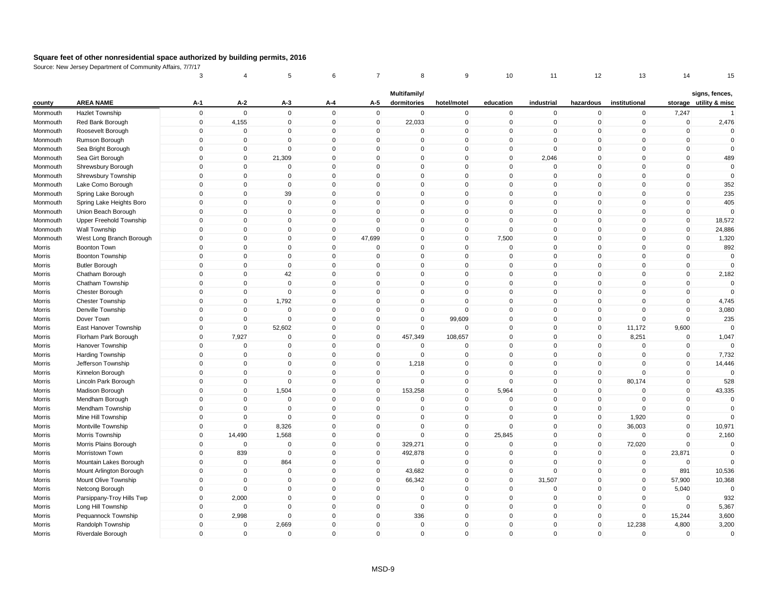# Square feet of other nonresidential space authorized by building permits, 2016

Source: New Jersey Department of Community Affairs, 7/7/17

| | | 3 | 4 | 5 | 6 | 7 | 8 | 9 | 10 | 11 | 12 | 13 | 14 | 15 |
|---|---|---|---|---|---|---|---|---|---|---|---|---|---|---|
| county | AREA NAME | A-1 | A-2 | A-3 | A-4 | A-5 | Multifamily/ dormitories | hotel/motel | education | industrial | hazardous | institutional | storage | signs, fences, utility & misc |
| Monmouth | Hazlet Township | 0 | 0 | 0 | 0 | 0 | 0 | 0 | 0 | 0 | 0 | 0 | 7,247 | 1 |
| Monmouth | Red Bank Borough | 0 | 4,155 | 0 | 0 | 0 | 22,033 | 0 | 0 | 0 | 0 | 0 | 0 | 2,476 |
| Monmouth | Roosevelt Borough | 0 | 0 | 0 | 0 | 0 | 0 | 0 | 0 | 0 | 0 | 0 | 0 | 0 |
| Monmouth | Rumson Borough | 0 | 0 | 0 | 0 | 0 | 0 | 0 | 0 | 0 | 0 | 0 | 0 | 0 |
| Monmouth | Sea Bright Borough | 0 | 0 | 0 | 0 | 0 | 0 | 0 | 0 | 0 | 0 | 0 | 0 | 0 |
| Monmouth | Sea Girt Borough | 0 | 0 | 21,309 | 0 | 0 | 0 | 0 | 0 | 2,046 | 0 | 0 | 0 | 489 |
| Monmouth | Shrewsbury Borough | 0 | 0 | 0 | 0 | 0 | 0 | 0 | 0 | 0 | 0 | 0 | 0 | 0 |
| Monmouth | Shrewsbury Township | 0 | 0 | 0 | 0 | 0 | 0 | 0 | 0 | 0 | 0 | 0 | 0 | 0 |
| Monmouth | Lake Como Borough | 0 | 0 | 0 | 0 | 0 | 0 | 0 | 0 | 0 | 0 | 0 | 0 | 352 |
| Monmouth | Spring Lake Borough | 0 | 0 | 39 | 0 | 0 | 0 | 0 | 0 | 0 | 0 | 0 | 0 | 235 |
| Monmouth | Spring Lake Heights Boro | 0 | 0 | 0 | 0 | 0 | 0 | 0 | 0 | 0 | 0 | 0 | 0 | 405 |
| Monmouth | Union Beach Borough | 0 | 0 | 0 | 0 | 0 | 0 | 0 | 0 | 0 | 0 | 0 | 0 | 0 |
| Monmouth | Upper Freehold Township | 0 | 0 | 0 | 0 | 0 | 0 | 0 | 0 | 0 | 0 | 0 | 0 | 18,572 |
| Monmouth | Wall Township | 0 | 0 | 0 | 0 | 0 | 0 | 0 | 0 | 0 | 0 | 0 | 0 | 24,886 |
| Monmouth | West Long Branch Borough | 0 | 0 | 0 | 0 | 47,699 | 0 | 0 | 7,500 | 0 | 0 | 0 | 0 | 1,320 |
| Morris | Boonton Town | 0 | 0 | 0 | 0 | 0 | 0 | 0 | 0 | 0 | 0 | 0 | 0 | 892 |
| Morris | Boonton Township | 0 | 0 | 0 | 0 | 0 | 0 | 0 | 0 | 0 | 0 | 0 | 0 | 0 |
| Morris | Butler Borough | 0 | 0 | 0 | 0 | 0 | 0 | 0 | 0 | 0 | 0 | 0 | 0 | 0 |
| Morris | Chatham Borough | 0 | 0 | 42 | 0 | 0 | 0 | 0 | 0 | 0 | 0 | 0 | 0 | 2,182 |
| Morris | Chatham Township | 0 | 0 | 0 | 0 | 0 | 0 | 0 | 0 | 0 | 0 | 0 | 0 | 0 |
| Morris | Chester Borough | 0 | 0 | 0 | 0 | 0 | 0 | 0 | 0 | 0 | 0 | 0 | 0 | 0 |
| Morris | Chester Township | 0 | 0 | 1,792 | 0 | 0 | 0 | 0 | 0 | 0 | 0 | 0 | 0 | 4,745 |
| Morris | Denville Township | 0 | 0 | 0 | 0 | 0 | 0 | 0 | 0 | 0 | 0 | 0 | 0 | 3,080 |
| Morris | Dover Town | 0 | 0 | 0 | 0 | 0 | 0 | 99,609 | 0 | 0 | 0 | 0 | 0 | 235 |
| Morris | East Hanover Township | 0 | 0 | 52,602 | 0 | 0 | 0 | 0 | 0 | 0 | 0 | 11,172 | 9,600 | 0 |
| Morris | Florham Park Borough | 0 | 7,927 | 0 | 0 | 0 | 457,349 | 108,657 | 0 | 0 | 0 | 8,251 | 0 | 1,047 |
| Morris | Hanover Township | 0 | 0 | 0 | 0 | 0 | 0 | 0 | 0 | 0 | 0 | 0 | 0 | 0 |
| Morris | Harding Township | 0 | 0 | 0 | 0 | 0 | 0 | 0 | 0 | 0 | 0 | 0 | 0 | 7,732 |
| Morris | Jefferson Township | 0 | 0 | 0 | 0 | 0 | 1,218 | 0 | 0 | 0 | 0 | 0 | 0 | 14,446 |
| Morris | Kinnelon Borough | 0 | 0 | 0 | 0 | 0 | 0 | 0 | 0 | 0 | 0 | 0 | 0 | 0 |
| Morris | Lincoln Park Borough | 0 | 0 | 0 | 0 | 0 | 0 | 0 | 0 | 0 | 0 | 80,174 | 0 | 528 |
| Morris | Madison Borough | 0 | 0 | 1,504 | 0 | 0 | 153,258 | 0 | 5,964 | 0 | 0 | 0 | 0 | 43,335 |
| Morris | Mendham Borough | 0 | 0 | 0 | 0 | 0 | 0 | 0 | 0 | 0 | 0 | 0 | 0 | 0 |
| Morris | Mendham Township | 0 | 0 | 0 | 0 | 0 | 0 | 0 | 0 | 0 | 0 | 0 | 0 | 0 |
| Morris | Mine Hill Township | 0 | 0 | 0 | 0 | 0 | 0 | 0 | 0 | 0 | 0 | 1,920 | 0 | 0 |
| Morris | Montville Township | 0 | 0 | 8,326 | 0 | 0 | 0 | 0 | 0 | 0 | 0 | 36,003 | 0 | 10,971 |
| Morris | Morris Township | 0 | 14,490 | 1,568 | 0 | 0 | 0 | 0 | 25,845 | 0 | 0 | 0 | 0 | 2,160 |
| Morris | Morris Plains Borough | 0 | 0 | 0 | 0 | 0 | 329,271 | 0 | 0 | 0 | 0 | 72,020 | 0 | 0 |
| Morris | Morristown Town | 0 | 839 | 0 | 0 | 0 | 492,878 | 0 | 0 | 0 | 0 | 0 | 23,871 | 0 |
| Morris | Mountain Lakes Borough | 0 | 0 | 864 | 0 | 0 | 0 | 0 | 0 | 0 | 0 | 0 | 0 | 0 |
| Morris | Mount Arlington Borough | 0 | 0 | 0 | 0 | 0 | 43,682 | 0 | 0 | 0 | 0 | 0 | 891 | 10,536 |
| Morris | Mount Olive Township | 0 | 0 | 0 | 0 | 0 | 66,342 | 0 | 0 | 31,507 | 0 | 0 | 57,900 | 10,368 |
| Morris | Netcong Borough | 0 | 0 | 0 | 0 | 0 | 0 | 0 | 0 | 0 | 0 | 0 | 5,040 | 0 |
| Morris | Parsippany-Troy Hills Twp | 0 | 2,000 | 0 | 0 | 0 | 0 | 0 | 0 | 0 | 0 | 0 | 0 | 932 |
| Morris | Long Hill Township | 0 | 0 | 0 | 0 | 0 | 0 | 0 | 0 | 0 | 0 | 0 | 0 | 5,367 |
| Morris | Pequannock Township | 0 | 2,998 | 0 | 0 | 0 | 336 | 0 | 0 | 0 | 0 | 0 | 15,244 | 3,600 |
| Morris | Randolph Township | 0 | 0 | 2,669 | 0 | 0 | 0 | 0 | 0 | 0 | 0 | 12,238 | 4,800 | 3,200 |
| Morris | Riverdale Borough | 0 | 0 | 0 | 0 | 0 | 0 | 0 | 0 | 0 | 0 | 0 | 0 | 0 |

MSD-9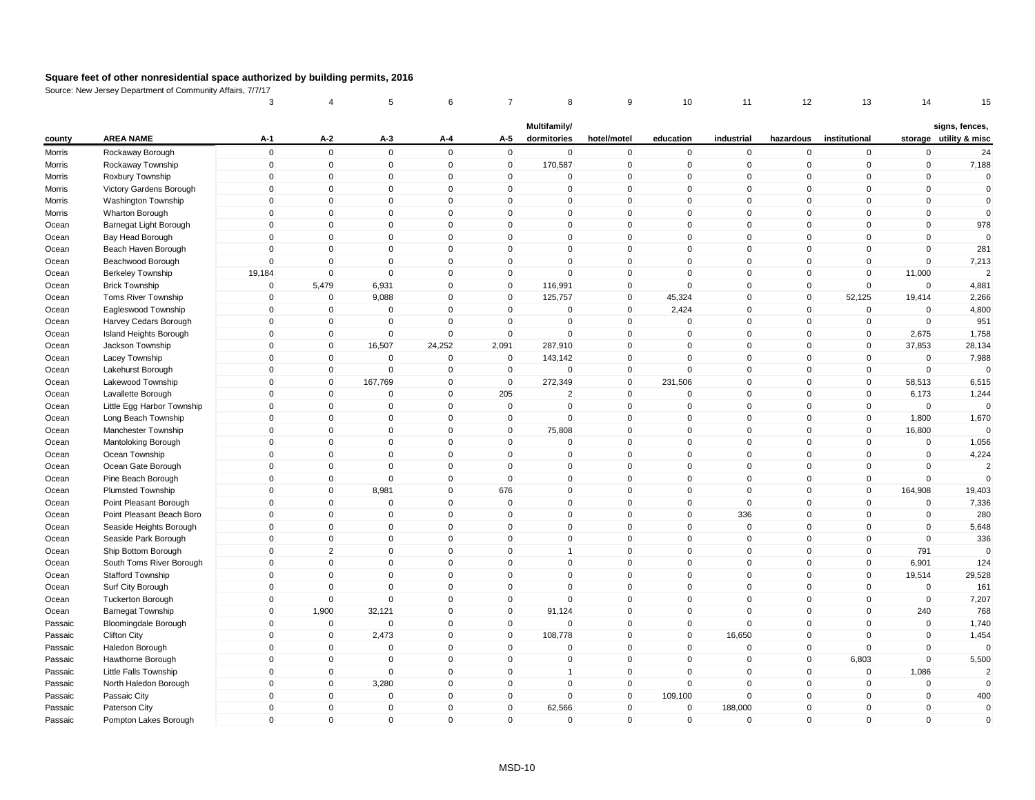## Square feet of other nonresidential space authorized by building permits, 2016

Source: New Jersey Department of Community Affairs, 7/7/17

| | | 3 | 4 | 5 | 6 | 7 | 8 | 9 | 10 | 11 | 12 | 13 | 14 | 15 |
|---|---|---|---|---|---|---|---|---|---|---|---|---|---|---|
| county | AREA NAME | A-1 | A-2 | A-3 | A-4 | A-5 | Multifamily/ dormitories | hotel/motel | education | industrial | hazardous | institutional | storage | signs, fences, utility & misc |
| Morris | Rockaway Borough | 0 | 0 | 0 | 0 | 0 | 0 | 0 | 0 | 0 | 0 | 0 | 0 | 24 |
| Morris | Rockaway Township | 0 | 0 | 0 | 0 | 0 | 170,587 | 0 | 0 | 0 | 0 | 0 | 0 | 7,188 |
| Morris | Roxbury Township | 0 | 0 | 0 | 0 | 0 | 0 | 0 | 0 | 0 | 0 | 0 | 0 | 0 |
| Morris | Victory Gardens Borough | 0 | 0 | 0 | 0 | 0 | 0 | 0 | 0 | 0 | 0 | 0 | 0 | 0 |
| Morris | Washington Township | 0 | 0 | 0 | 0 | 0 | 0 | 0 | 0 | 0 | 0 | 0 | 0 | 0 |
| Morris | Wharton Borough | 0 | 0 | 0 | 0 | 0 | 0 | 0 | 0 | 0 | 0 | 0 | 0 | 0 |
| Ocean | Barnegat Light Borough | 0 | 0 | 0 | 0 | 0 | 0 | 0 | 0 | 0 | 0 | 0 | 0 | 978 |
| Ocean | Bay Head Borough | 0 | 0 | 0 | 0 | 0 | 0 | 0 | 0 | 0 | 0 | 0 | 0 | 0 |
| Ocean | Beach Haven Borough | 0 | 0 | 0 | 0 | 0 | 0 | 0 | 0 | 0 | 0 | 0 | 0 | 281 |
| Ocean | Beachwood Borough | 0 | 0 | 0 | 0 | 0 | 0 | 0 | 0 | 0 | 0 | 0 | 0 | 7,213 |
| Ocean | Berkeley Township | 19,184 | 0 | 0 | 0 | 0 | 0 | 0 | 0 | 0 | 0 | 0 | 11,000 | 2 |
| Ocean | Brick Township | 0 | 5,479 | 6,931 | 0 | 0 | 116,991 | 0 | 0 | 0 | 0 | 0 | 0 | 4,881 |
| Ocean | Toms River Township | 0 | 0 | 9,088 | 0 | 0 | 125,757 | 0 | 45,324 | 0 | 0 | 52,125 | 19,414 | 2,266 |
| Ocean | Eagleswood Township | 0 | 0 | 0 | 0 | 0 | 0 | 0 | 2,424 | 0 | 0 | 0 | 0 | 4,800 |
| Ocean | Harvey Cedars Borough | 0 | 0 | 0 | 0 | 0 | 0 | 0 | 0 | 0 | 0 | 0 | 0 | 951 |
| Ocean | Island Heights Borough | 0 | 0 | 0 | 0 | 0 | 0 | 0 | 0 | 0 | 0 | 0 | 2,675 | 1,758 |
| Ocean | Jackson Township | 0 | 0 | 16,507 | 24,252 | 2,091 | 287,910 | 0 | 0 | 0 | 0 | 0 | 37,853 | 28,134 |
| Ocean | Lacey Township | 0 | 0 | 0 | 0 | 0 | 143,142 | 0 | 0 | 0 | 0 | 0 | 0 | 7,988 |
| Ocean | Lakehurst Borough | 0 | 0 | 0 | 0 | 0 | 0 | 0 | 0 | 0 | 0 | 0 | 0 | 0 |
| Ocean | Lakewood Township | 0 | 0 | 167,769 | 0 | 0 | 272,349 | 0 | 231,506 | 0 | 0 | 0 | 58,513 | 6,515 |
| Ocean | Lavallette Borough | 0 | 0 | 0 | 0 | 205 | 2 | 0 | 0 | 0 | 0 | 0 | 6,173 | 1,244 |
| Ocean | Little Egg Harbor Township | 0 | 0 | 0 | 0 | 0 | 0 | 0 | 0 | 0 | 0 | 0 | 0 | 0 |
| Ocean | Long Beach Township | 0 | 0 | 0 | 0 | 0 | 0 | 0 | 0 | 0 | 0 | 0 | 1,800 | 1,670 |
| Ocean | Manchester Township | 0 | 0 | 0 | 0 | 0 | 75,808 | 0 | 0 | 0 | 0 | 0 | 16,800 | 0 |
| Ocean | Mantoloking Borough | 0 | 0 | 0 | 0 | 0 | 0 | 0 | 0 | 0 | 0 | 0 | 0 | 1,056 |
| Ocean | Ocean Township | 0 | 0 | 0 | 0 | 0 | 0 | 0 | 0 | 0 | 0 | 0 | 0 | 4,224 |
| Ocean | Ocean Gate Borough | 0 | 0 | 0 | 0 | 0 | 0 | 0 | 0 | 0 | 0 | 0 | 0 | 2 |
| Ocean | Pine Beach Borough | 0 | 0 | 0 | 0 | 0 | 0 | 0 | 0 | 0 | 0 | 0 | 0 | 0 |
| Ocean | Plumsted Township | 0 | 0 | 8,981 | 0 | 676 | 0 | 0 | 0 | 0 | 0 | 0 | 164,908 | 19,403 |
| Ocean | Point Pleasant Borough | 0 | 0 | 0 | 0 | 0 | 0 | 0 | 0 | 0 | 0 | 0 | 0 | 7,336 |
| Ocean | Point Pleasant Beach Boro | 0 | 0 | 0 | 0 | 0 | 0 | 0 | 0 | 336 | 0 | 0 | 0 | 280 |
| Ocean | Seaside Heights Borough | 0 | 0 | 0 | 0 | 0 | 0 | 0 | 0 | 0 | 0 | 0 | 0 | 5,648 |
| Ocean | Seaside Park Borough | 0 | 0 | 0 | 0 | 0 | 0 | 0 | 0 | 0 | 0 | 0 | 0 | 336 |
| Ocean | Ship Bottom Borough | 0 | 2 | 0 | 0 | 0 | 1 | 0 | 0 | 0 | 0 | 0 | 791 | 0 |
| Ocean | South Toms River Borough | 0 | 0 | 0 | 0 | 0 | 0 | 0 | 0 | 0 | 0 | 0 | 6,901 | 124 |
| Ocean | Stafford Township | 0 | 0 | 0 | 0 | 0 | 0 | 0 | 0 | 0 | 0 | 0 | 19,514 | 29,528 |
| Ocean | Surf City Borough | 0 | 0 | 0 | 0 | 0 | 0 | 0 | 0 | 0 | 0 | 0 | 0 | 161 |
| Ocean | Tuckerton Borough | 0 | 0 | 0 | 0 | 0 | 0 | 0 | 0 | 0 | 0 | 0 | 0 | 7,207 |
| Ocean | Barnegat Township | 0 | 1,900 | 32,121 | 0 | 0 | 91,124 | 0 | 0 | 0 | 0 | 0 | 240 | 768 |
| Passaic | Bloomingdale Borough | 0 | 0 | 0 | 0 | 0 | 0 | 0 | 0 | 0 | 0 | 0 | 0 | 1,740 |
| Passaic | Clifton City | 0 | 0 | 2,473 | 0 | 0 | 108,778 | 0 | 0 | 16,650 | 0 | 0 | 0 | 1,454 |
| Passaic | Haledon Borough | 0 | 0 | 0 | 0 | 0 | 0 | 0 | 0 | 0 | 0 | 0 | 0 | 0 |
| Passaic | Hawthorne Borough | 0 | 0 | 0 | 0 | 0 | 0 | 0 | 0 | 0 | 0 | 6,803 | 0 | 5,500 |
| Passaic | Little Falls Township | 0 | 0 | 0 | 0 | 0 | 1 | 0 | 0 | 0 | 0 | 0 | 1,086 | 2 |
| Passaic | North Haledon Borough | 0 | 0 | 3,280 | 0 | 0 | 0 | 0 | 0 | 0 | 0 | 0 | 0 | 0 |
| Passaic | Passaic City | 0 | 0 | 0 | 0 | 0 | 0 | 0 | 109,100 | 0 | 0 | 0 | 0 | 400 |
| Passaic | Paterson City | 0 | 0 | 0 | 0 | 0 | 62,566 | 0 | 0 | 188,000 | 0 | 0 | 0 | 0 |
| Passaic | Pompton Lakes Borough | 0 | 0 | 0 | 0 | 0 | 0 | 0 | 0 | 0 | 0 | 0 | 0 | 0 |

MSD-10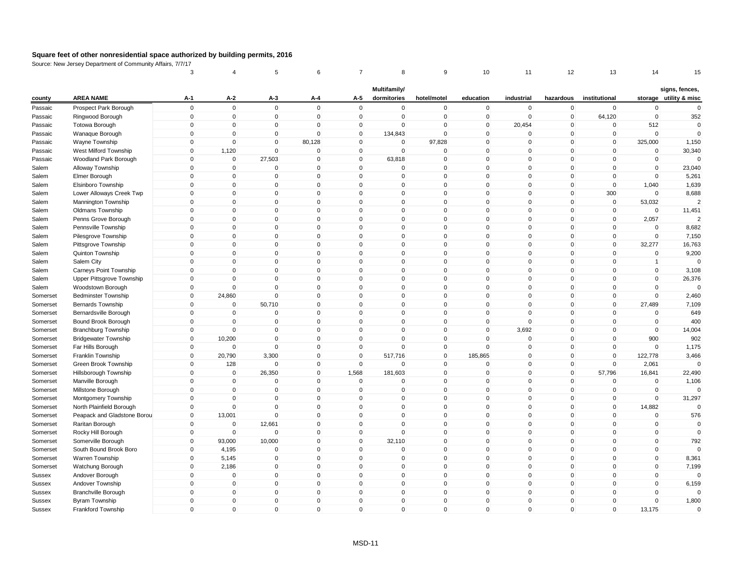# Square feet of other nonresidential space authorized by building permits, 2016

Source: New Jersey Department of Community Affairs, 7/7/17

| | | 3 | 4 | 5 | 6 | 7 | 8 | 9 | 10 | 11 | 12 | 13 | 14 | 15 |
|---|---|---|---|---|---|---|---|---|---|---|---|---|---|---|
| county | AREA NAME | A-1 | A-2 | A-3 | A-4 | A-5 | Multifamily/ dormitories | hotel/motel | education | industrial | hazardous | institutional | storage | signs, fences, utility & misc |
| Passaic | Prospect Park Borough | 0 | 0 | 0 | 0 | 0 | 0 | 0 | 0 | 0 | 0 | 0 | 0 | 0 |
| Passaic | Ringwood Borough | 0 | 0 | 0 | 0 | 0 | 0 | 0 | 0 | 0 | 0 | 64,120 | 0 | 352 |
| Passaic | Totowa Borough | 0 | 0 | 0 | 0 | 0 | 0 | 0 | 0 | 20,454 | 0 | 0 | 512 | 0 |
| Passaic | Wanaque Borough | 0 | 0 | 0 | 0 | 0 | 134,843 | 0 | 0 | 0 | 0 | 0 | 0 | 0 |
| Passaic | Wayne Township | 0 | 0 | 0 | 80,128 | 0 | 0 | 97,828 | 0 | 0 | 0 | 0 | 325,000 | 1,150 |
| Passaic | West Milford Township | 0 | 1,120 | 0 | 0 | 0 | 0 | 0 | 0 | 0 | 0 | 0 | 0 | 30,340 |
| Passaic | Woodland Park Borough | 0 | 0 | 27,503 | 0 | 0 | 63,818 | 0 | 0 | 0 | 0 | 0 | 0 | 0 |
| Salem | Alloway Township | 0 | 0 | 0 | 0 | 0 | 0 | 0 | 0 | 0 | 0 | 0 | 0 | 23,040 |
| Salem | Elmer Borough | 0 | 0 | 0 | 0 | 0 | 0 | 0 | 0 | 0 | 0 | 0 | 0 | 5,261 |
| Salem | Elsinboro Township | 0 | 0 | 0 | 0 | 0 | 0 | 0 | 0 | 0 | 0 | 0 | 1,040 | 1,639 |
| Salem | Lower Alloways Creek Twp | 0 | 0 | 0 | 0 | 0 | 0 | 0 | 0 | 0 | 0 | 300 | 0 | 8,688 |
| Salem | Mannington Township | 0 | 0 | 0 | 0 | 0 | 0 | 0 | 0 | 0 | 0 | 0 | 53,032 | 2 |
| Salem | Oldmans Township | 0 | 0 | 0 | 0 | 0 | 0 | 0 | 0 | 0 | 0 | 0 | 0 | 11,451 |
| Salem | Penns Grove Borough | 0 | 0 | 0 | 0 | 0 | 0 | 0 | 0 | 0 | 0 | 0 | 2,057 | 2 |
| Salem | Pennsville Township | 0 | 0 | 0 | 0 | 0 | 0 | 0 | 0 | 0 | 0 | 0 | 0 | 8,682 |
| Salem | Pilesgrove Township | 0 | 0 | 0 | 0 | 0 | 0 | 0 | 0 | 0 | 0 | 0 | 0 | 7,150 |
| Salem | Pittsgrove Township | 0 | 0 | 0 | 0 | 0 | 0 | 0 | 0 | 0 | 0 | 0 | 32,277 | 16,763 |
| Salem | Quinton Township | 0 | 0 | 0 | 0 | 0 | 0 | 0 | 0 | 0 | 0 | 0 | 0 | 9,200 |
| Salem | Salem City | 0 | 0 | 0 | 0 | 0 | 0 | 0 | 0 | 0 | 0 | 0 | 1 | 0 |
| Salem | Carneys Point Township | 0 | 0 | 0 | 0 | 0 | 0 | 0 | 0 | 0 | 0 | 0 | 0 | 3,108 |
| Salem | Upper Pittsgrove Township | 0 | 0 | 0 | 0 | 0 | 0 | 0 | 0 | 0 | 0 | 0 | 0 | 26,376 |
| Salem | Woodstown Borough | 0 | 0 | 0 | 0 | 0 | 0 | 0 | 0 | 0 | 0 | 0 | 0 | 0 |
| Somerset | Bedminster Township | 0 | 24,860 | 0 | 0 | 0 | 0 | 0 | 0 | 0 | 0 | 0 | 0 | 2,460 |
| Somerset | Bernards Township | 0 | 0 | 50,710 | 0 | 0 | 0 | 0 | 0 | 0 | 0 | 0 | 27,489 | 7,109 |
| Somerset | Bernardsville Borough | 0 | 0 | 0 | 0 | 0 | 0 | 0 | 0 | 0 | 0 | 0 | 0 | 649 |
| Somerset | Bound Brook Borough | 0 | 0 | 0 | 0 | 0 | 0 | 0 | 0 | 0 | 0 | 0 | 0 | 400 |
| Somerset | Branchburg Township | 0 | 0 | 0 | 0 | 0 | 0 | 0 | 0 | 3,692 | 0 | 0 | 0 | 14,004 |
| Somerset | Bridgewater Township | 0 | 10,200 | 0 | 0 | 0 | 0 | 0 | 0 | 0 | 0 | 0 | 900 | 902 |
| Somerset | Far Hills Borough | 0 | 0 | 0 | 0 | 0 | 0 | 0 | 0 | 0 | 0 | 0 | 0 | 1,175 |
| Somerset | Franklin Township | 0 | 20,790 | 3,300 | 0 | 0 | 517,716 | 0 | 185,865 | 0 | 0 | 0 | 122,778 | 3,466 |
| Somerset | Green Brook Township | 0 | 128 | 0 | 0 | 0 | 0 | 0 | 0 | 0 | 0 | 0 | 2,061 | 0 |
| Somerset | Hillsborough Township | 0 | 0 | 26,350 | 0 | 1,568 | 181,603 | 0 | 0 | 0 | 0 | 57,796 | 16,841 | 22,490 |
| Somerset | Manville Borough | 0 | 0 | 0 | 0 | 0 | 0 | 0 | 0 | 0 | 0 | 0 | 0 | 1,106 |
| Somerset | Millstone Borough | 0 | 0 | 0 | 0 | 0 | 0 | 0 | 0 | 0 | 0 | 0 | 0 | 0 |
| Somerset | Montgomery Township | 0 | 0 | 0 | 0 | 0 | 0 | 0 | 0 | 0 | 0 | 0 | 0 | 31,297 |
| Somerset | North Plainfield Borough | 0 | 0 | 0 | 0 | 0 | 0 | 0 | 0 | 0 | 0 | 0 | 14,882 | 0 |
| Somerset | Peapack and Gladstone Borou | 0 | 13,001 | 0 | 0 | 0 | 0 | 0 | 0 | 0 | 0 | 0 | 0 | 576 |
| Somerset | Raritan Borough | 0 | 0 | 12,661 | 0 | 0 | 0 | 0 | 0 | 0 | 0 | 0 | 0 | 0 |
| Somerset | Rocky Hill Borough | 0 | 0 | 0 | 0 | 0 | 0 | 0 | 0 | 0 | 0 | 0 | 0 | 0 |
| Somerset | Somerville Borough | 0 | 93,000 | 10,000 | 0 | 0 | 32,110 | 0 | 0 | 0 | 0 | 0 | 0 | 792 |
| Somerset | South Bound Brook Boro | 0 | 4,195 | 0 | 0 | 0 | 0 | 0 | 0 | 0 | 0 | 0 | 0 | 0 |
| Somerset | Warren Township | 0 | 5,145 | 0 | 0 | 0 | 0 | 0 | 0 | 0 | 0 | 0 | 0 | 8,361 |
| Somerset | Watchung Borough | 0 | 2,186 | 0 | 0 | 0 | 0 | 0 | 0 | 0 | 0 | 0 | 0 | 7,199 |
| Sussex | Andover Borough | 0 | 0 | 0 | 0 | 0 | 0 | 0 | 0 | 0 | 0 | 0 | 0 | 0 |
| Sussex | Andover Township | 0 | 0 | 0 | 0 | 0 | 0 | 0 | 0 | 0 | 0 | 0 | 0 | 6,159 |
| Sussex | Branchville Borough | 0 | 0 | 0 | 0 | 0 | 0 | 0 | 0 | 0 | 0 | 0 | 0 | 0 |
| Sussex | Byram Township | 0 | 0 | 0 | 0 | 0 | 0 | 0 | 0 | 0 | 0 | 0 | 0 | 1,800 |
| Sussex | Frankford Township | 0 | 0 | 0 | 0 | 0 | 0 | 0 | 0 | 0 | 0 | 0 | 13,175 | 0 |

MSD-11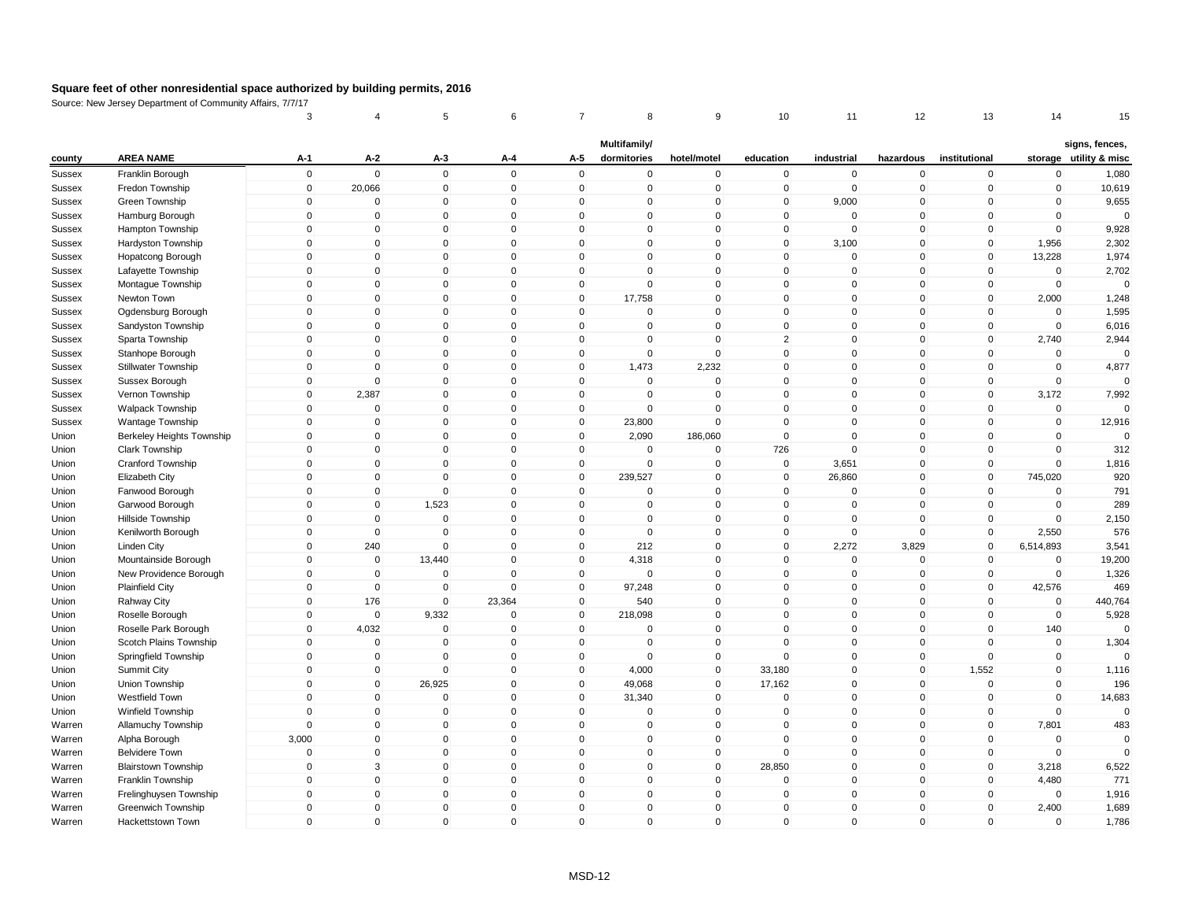**Square feet of other nonresidential space authorized by building permits, 2016**

Source: New Jersey Department of Community Affairs, 7/7/17

| | | 3 | 4 | 5 | 6 | 7 | 8 | 9 | 10 | 11 | 12 | 13 | 14 | 15 |
|---|---|---|---|---|---|---|---|---|---|---|---|---|---|---|
| county | AREA NAME | A-1 | A-2 | A-3 | A-4 | A-5 | Multifamily/ dormitories | hotel/motel | education | industrial | hazardous | institutional | storage | signs, fences, utility & misc |
| Sussex | Franklin Borough | 0 | 0 | 0 | 0 | 0 | 0 | 0 | 0 | 0 | 0 | 0 | 0 | 1,080 |
| Sussex | Fredon Township | 0 | 20,066 | 0 | 0 | 0 | 0 | 0 | 0 | 0 | 0 | 0 | 0 | 10,619 |
| Sussex | Green Township | 0 | 0 | 0 | 0 | 0 | 0 | 0 | 0 | 9,000 | 0 | 0 | 0 | 9,655 |
| Sussex | Hamburg Borough | 0 | 0 | 0 | 0 | 0 | 0 | 0 | 0 | 0 | 0 | 0 | 0 | 0 |
| Sussex | Hampton Township | 0 | 0 | 0 | 0 | 0 | 0 | 0 | 0 | 0 | 0 | 0 | 0 | 9,928 |
| Sussex | Hardyston Township | 0 | 0 | 0 | 0 | 0 | 0 | 0 | 0 | 3,100 | 0 | 0 | 1,956 | 2,302 |
| Sussex | Hopatcong Borough | 0 | 0 | 0 | 0 | 0 | 0 | 0 | 0 | 0 | 0 | 0 | 13,228 | 1,974 |
| Sussex | Lafayette Township | 0 | 0 | 0 | 0 | 0 | 0 | 0 | 0 | 0 | 0 | 0 | 0 | 2,702 |
| Sussex | Montague Township | 0 | 0 | 0 | 0 | 0 | 0 | 0 | 0 | 0 | 0 | 0 | 0 | 0 |
| Sussex | Newton Town | 0 | 0 | 0 | 0 | 0 | 17,758 | 0 | 0 | 0 | 0 | 0 | 2,000 | 1,248 |
| Sussex | Ogdensburg Borough | 0 | 0 | 0 | 0 | 0 | 0 | 0 | 0 | 0 | 0 | 0 | 0 | 1,595 |
| Sussex | Sandyston Township | 0 | 0 | 0 | 0 | 0 | 0 | 0 | 0 | 0 | 0 | 0 | 0 | 6,016 |
| Sussex | Sparta Township | 0 | 0 | 0 | 0 | 0 | 0 | 0 | 2 | 0 | 0 | 0 | 2,740 | 2,944 |
| Sussex | Stanhope Borough | 0 | 0 | 0 | 0 | 0 | 0 | 0 | 0 | 0 | 0 | 0 | 0 | 0 |
| Sussex | Stillwater Township | 0 | 0 | 0 | 0 | 0 | 1,473 | 2,232 | 0 | 0 | 0 | 0 | 0 | 4,877 |
| Sussex | Sussex Borough | 0 | 0 | 0 | 0 | 0 | 0 | 0 | 0 | 0 | 0 | 0 | 0 | 0 |
| Sussex | Vernon Township | 0 | 2,387 | 0 | 0 | 0 | 0 | 0 | 0 | 0 | 0 | 0 | 3,172 | 7,992 |
| Sussex | Walpack Township | 0 | 0 | 0 | 0 | 0 | 0 | 0 | 0 | 0 | 0 | 0 | 0 | 0 |
| Sussex | Wantage Township | 0 | 0 | 0 | 0 | 0 | 23,800 | 0 | 0 | 0 | 0 | 0 | 0 | 12,916 |
| Union | Berkeley Heights Township | 0 | 0 | 0 | 0 | 0 | 2,090 | 186,060 | 0 | 0 | 0 | 0 | 0 | 0 |
| Union | Clark Township | 0 | 0 | 0 | 0 | 0 | 0 | 0 | 726 | 0 | 0 | 0 | 0 | 312 |
| Union | Cranford Township | 0 | 0 | 0 | 0 | 0 | 0 | 0 | 0 | 3,651 | 0 | 0 | 0 | 1,816 |
| Union | Elizabeth City | 0 | 0 | 0 | 0 | 0 | 239,527 | 0 | 0 | 26,860 | 0 | 0 | 745,020 | 920 |
| Union | Fanwood Borough | 0 | 0 | 0 | 0 | 0 | 0 | 0 | 0 | 0 | 0 | 0 | 0 | 791 |
| Union | Garwood Borough | 0 | 0 | 1,523 | 0 | 0 | 0 | 0 | 0 | 0 | 0 | 0 | 0 | 289 |
| Union | Hillside Township | 0 | 0 | 0 | 0 | 0 | 0 | 0 | 0 | 0 | 0 | 0 | 0 | 2,150 |
| Union | Kenilworth Borough | 0 | 0 | 0 | 0 | 0 | 0 | 0 | 0 | 0 | 0 | 0 | 2,550 | 576 |
| Union | Linden City | 0 | 240 | 0 | 0 | 0 | 212 | 0 | 0 | 2,272 | 3,829 | 0 | 6,514,893 | 3,541 |
| Union | Mountainside Borough | 0 | 0 | 13,440 | 0 | 0 | 4,318 | 0 | 0 | 0 | 0 | 0 | 0 | 19,200 |
| Union | New Providence Borough | 0 | 0 | 0 | 0 | 0 | 0 | 0 | 0 | 0 | 0 | 0 | 0 | 1,326 |
| Union | Plainfield City | 0 | 0 | 0 | 0 | 0 | 97,248 | 0 | 0 | 0 | 0 | 0 | 42,576 | 469 |
| Union | Rahway City | 0 | 176 | 0 | 23,364 | 0 | 540 | 0 | 0 | 0 | 0 | 0 | 0 | 440,764 |
| Union | Roselle Borough | 0 | 0 | 9,332 | 0 | 0 | 218,098 | 0 | 0 | 0 | 0 | 0 | 0 | 5,928 |
| Union | Roselle Park Borough | 0 | 4,032 | 0 | 0 | 0 | 0 | 0 | 0 | 0 | 0 | 0 | 140 | 0 |
| Union | Scotch Plains Township | 0 | 0 | 0 | 0 | 0 | 0 | 0 | 0 | 0 | 0 | 0 | 0 | 1,304 |
| Union | Springfield Township | 0 | 0 | 0 | 0 | 0 | 0 | 0 | 0 | 0 | 0 | 0 | 0 | 0 |
| Union | Summit City | 0 | 0 | 0 | 0 | 0 | 4,000 | 0 | 33,180 | 0 | 0 | 1,552 | 0 | 1,116 |
| Union | Union Township | 0 | 0 | 26,925 | 0 | 0 | 49,068 | 0 | 17,162 | 0 | 0 | 0 | 0 | 196 |
| Union | Westfield Town | 0 | 0 | 0 | 0 | 0 | 31,340 | 0 | 0 | 0 | 0 | 0 | 0 | 14,683 |
| Union | Winfield Township | 0 | 0 | 0 | 0 | 0 | 0 | 0 | 0 | 0 | 0 | 0 | 0 | 0 |
| Warren | Allamuchy Township | 0 | 0 | 0 | 0 | 0 | 0 | 0 | 0 | 0 | 0 | 0 | 7,801 | 483 |
| Warren | Alpha Borough | 3,000 | 0 | 0 | 0 | 0 | 0 | 0 | 0 | 0 | 0 | 0 | 0 | 0 |
| Warren | Belvidere Town | 0 | 0 | 0 | 0 | 0 | 0 | 0 | 0 | 0 | 0 | 0 | 0 | 0 |
| Warren | Blairstown Township | 0 | 3 | 0 | 0 | 0 | 0 | 0 | 28,850 | 0 | 0 | 0 | 3,218 | 6,522 |
| Warren | Franklin Township | 0 | 0 | 0 | 0 | 0 | 0 | 0 | 0 | 0 | 0 | 0 | 4,480 | 771 |
| Warren | Frelinghuysen Township | 0 | 0 | 0 | 0 | 0 | 0 | 0 | 0 | 0 | 0 | 0 | 0 | 1,916 |
| Warren | Greenwich Township | 0 | 0 | 0 | 0 | 0 | 0 | 0 | 0 | 0 | 0 | 0 | 2,400 | 1,689 |
| Warren | Hackettstown Town | 0 | 0 | 0 | 0 | 0 | 0 | 0 | 0 | 0 | 0 | 0 | 0 | 1,786 |

MSD-12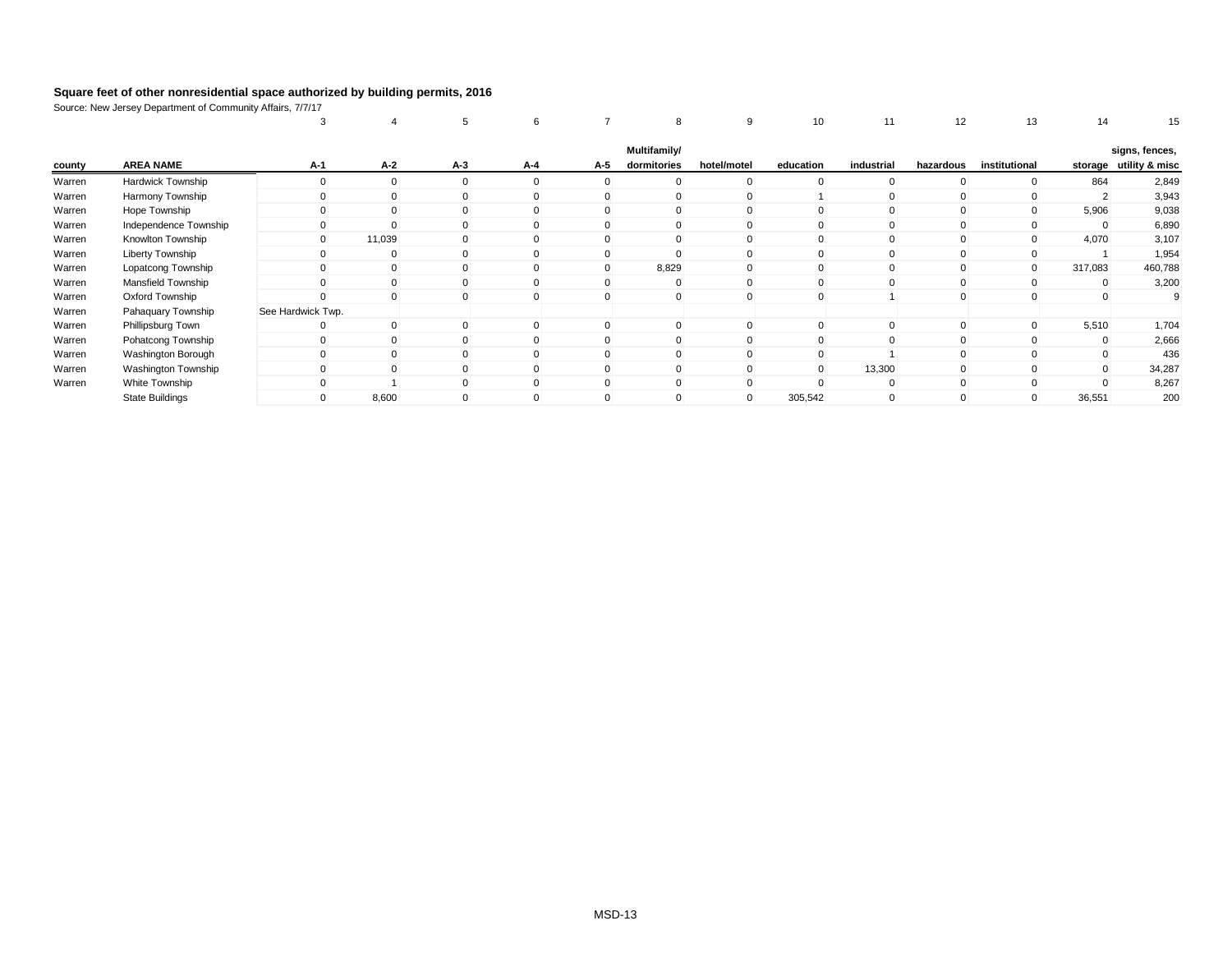**Square feet of other nonresidential space authorized by building permits, 2016**

Source: New Jersey Department of Community Affairs, 7/7/17

| | | 3 | 4 | 5 | 6 | 7 | 8 | 9 | 10 | 11 | 12 | 13 | 14 | 15 |
|---|---|---|---|---|---|---|---|---|---|---|---|---|---|---|
| county | AREA NAME | A-1 | A-2 | A-3 | A-4 | A-5 | Multifamily/ dormitories | hotel/motel | education | industrial | hazardous | institutional | storage | signs, fences, utility & misc |
| Warren | Hardwick Township | 0 | 0 | 0 | 0 | 0 | 0 | 0 | 0 | 0 | 0 | 0 | 864 | 2,849 |
| Warren | Harmony Township | 0 | 0 | 0 | 0 | 0 | 0 | 0 | 1 | 0 | 0 | 0 | 2 | 3,943 |
| Warren | Hope Township | 0 | 0 | 0 | 0 | 0 | 0 | 0 | 0 | 0 | 0 | 0 | 5,906 | 9,038 |
| Warren | Independence Township | 0 | 0 | 0 | 0 | 0 | 0 | 0 | 0 | 0 | 0 | 0 | 0 | 6,890 |
| Warren | Knowlton Township | 0 | 11,039 | 0 | 0 | 0 | 0 | 0 | 0 | 0 | 0 | 0 | 4,070 | 3,107 |
| Warren | Liberty Township | 0 | 0 | 0 | 0 | 0 | 0 | 0 | 0 | 0 | 0 | 0 | 1 | 1,954 |
| Warren | Lopatcong Township | 0 | 0 | 0 | 0 | 0 | 8,829 | 0 | 0 | 0 | 0 | 0 | 317,083 | 460,788 |
| Warren | Mansfield Township | 0 | 0 | 0 | 0 | 0 | 0 | 0 | 0 | 0 | 0 | 0 | 0 | 3,200 |
| Warren | Oxford Township | 0 | 0 | 0 | 0 | 0 | 0 | 0 | 0 | 1 | 0 | 0 | 0 | 9 |
| Warren | Pahaquary Township | See Hardwick Twp. | | | | | | | | | | | | |
| Warren | Phillipsburg Town | 0 | 0 | 0 | 0 | 0 | 0 | 0 | 0 | 0 | 0 | 0 | 5,510 | 1,704 |
| Warren | Pohatcong Township | 0 | 0 | 0 | 0 | 0 | 0 | 0 | 0 | 0 | 0 | 0 | 0 | 2,666 |
| Warren | Washington Borough | 0 | 0 | 0 | 0 | 0 | 0 | 0 | 0 | 1 | 0 | 0 | 0 | 436 |
| Warren | Washington Township | 0 | 0 | 0 | 0 | 0 | 0 | 0 | 0 | 13,300 | 0 | 0 | 0 | 34,287 |
| Warren | White Township | 0 | 1 | 0 | 0 | 0 | 0 | 0 | 0 | 0 | 0 | 0 | 0 | 8,267 |
| | State Buildings | 0 | 8,600 | 0 | 0 | 0 | 0 | 0 | 305,542 | 0 | 0 | 0 | 36,551 | 200 |

MSD-13